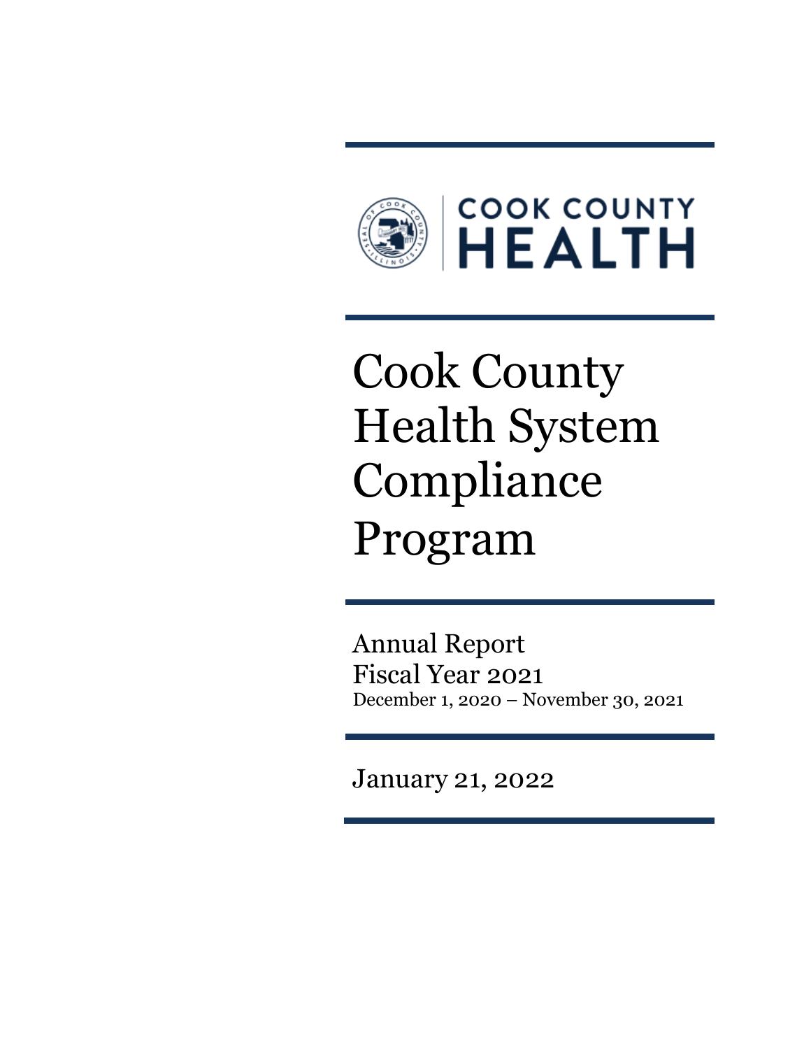COOK COUNTY
HEALTH

# Cook County Health System Compliance Program

Annual Report
Fiscal Year 2021
December 1, 2020 – November 30, 2021

January 21, 2022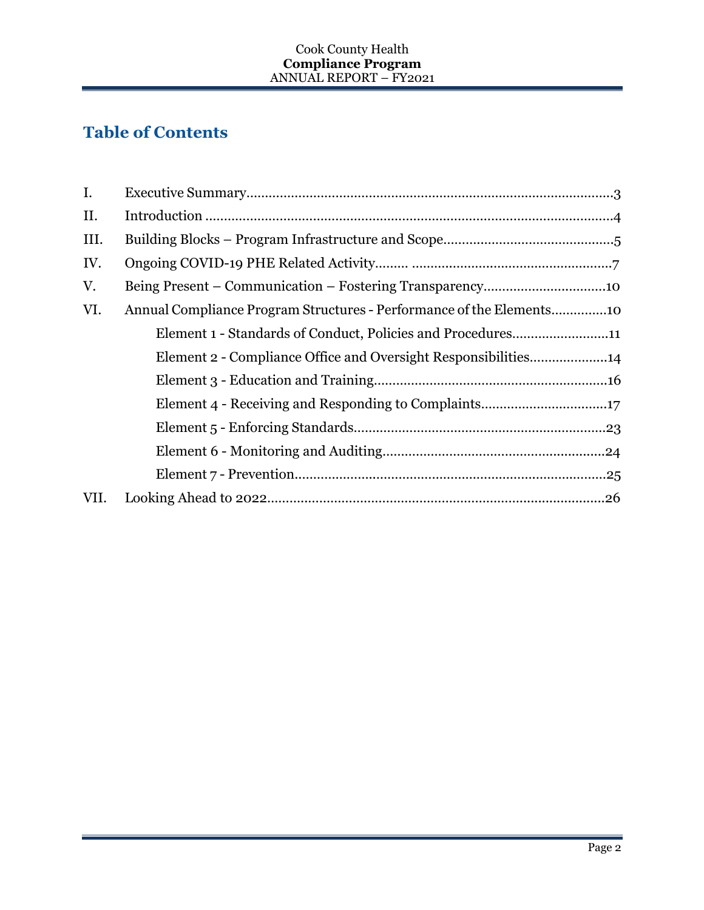## Table of Contents

| | | |
|---|---|---|
| I. | Executive Summary | 3 |
| II. | Introduction | 4 |
| III. | Building Blocks – Program Infrastructure and Scope | 5 |
| IV. | Ongoing COVID-19 PHE Related Activity | 7 |
| V. | Being Present – Communication – Fostering Transparency | 10 |
| VI. | Annual Compliance Program Structures - Performance of the Elements | 10 |
| | Element 1 - Standards of Conduct, Policies and Procedures | 11 |
| | Element 2 - Compliance Office and Oversight Responsibilities | 14 |
| | Element 3 - Education and Training | 16 |
| | Element 4 - Receiving and Responding to Complaints | 17 |
| | Element 5 - Enforcing Standards | 23 |
| | Element 6 - Monitoring and Auditing | 24 |
| | Element 7 - Prevention | 25 |
| VII. | Looking Ahead to 2022 | 26 |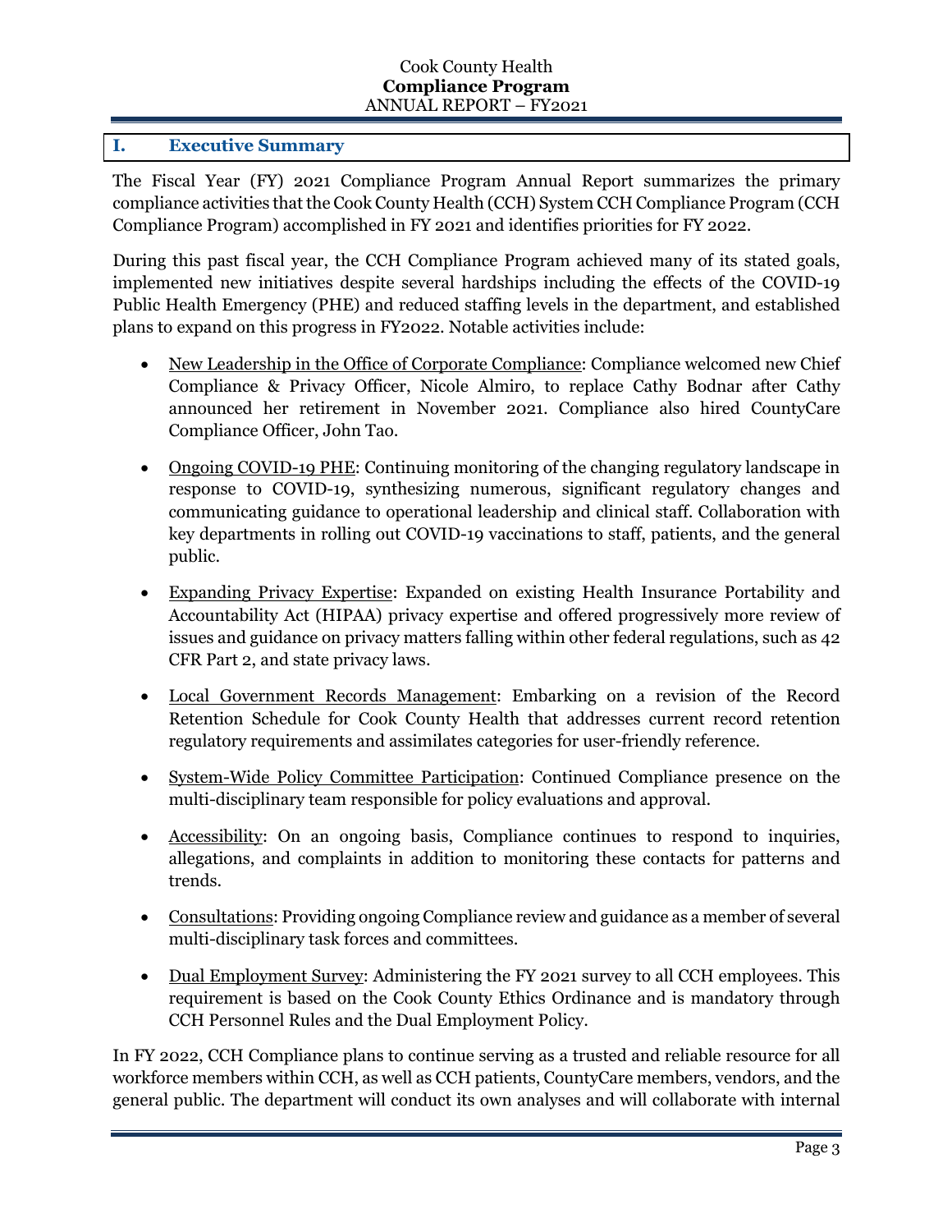## I. Executive Summary

The Fiscal Year (FY) 2021 Compliance Program Annual Report summarizes the primary compliance activities that the Cook County Health (CCH) System CCH Compliance Program (CCH Compliance Program) accomplished in FY 2021 and identifies priorities for FY 2022.

During this past fiscal year, the CCH Compliance Program achieved many of its stated goals, implemented new initiatives despite several hardships including the effects of the COVID-19 Public Health Emergency (PHE) and reduced staffing levels in the department, and established plans to expand on this progress in FY2022. Notable activities include:

- New Leadership in the Office of Corporate Compliance: Compliance welcomed new Chief Compliance & Privacy Officer, Nicole Almiro, to replace Cathy Bodnar after Cathy announced her retirement in November 2021. Compliance also hired CountyCare Compliance Officer, John Tao.
- Ongoing COVID-19 PHE: Continuing monitoring of the changing regulatory landscape in response to COVID-19, synthesizing numerous, significant regulatory changes and communicating guidance to operational leadership and clinical staff. Collaboration with key departments in rolling out COVID-19 vaccinations to staff, patients, and the general public.
- Expanding Privacy Expertise: Expanded on existing Health Insurance Portability and Accountability Act (HIPAA) privacy expertise and offered progressively more review of issues and guidance on privacy matters falling within other federal regulations, such as 42 CFR Part 2, and state privacy laws.
- Local Government Records Management: Embarking on a revision of the Record Retention Schedule for Cook County Health that addresses current record retention regulatory requirements and assimilates categories for user-friendly reference.
- System-Wide Policy Committee Participation: Continued Compliance presence on the multi-disciplinary team responsible for policy evaluations and approval.
- Accessibility: On an ongoing basis, Compliance continues to respond to inquiries, allegations, and complaints in addition to monitoring these contacts for patterns and trends.
- Consultations: Providing ongoing Compliance review and guidance as a member of several multi-disciplinary task forces and committees.
- Dual Employment Survey: Administering the FY 2021 survey to all CCH employees. This requirement is based on the Cook County Ethics Ordinance and is mandatory through CCH Personnel Rules and the Dual Employment Policy.

In FY 2022, CCH Compliance plans to continue serving as a trusted and reliable resource for all workforce members within CCH, as well as CCH patients, CountyCare members, vendors, and the general public. The department will conduct its own analyses and will collaborate with internal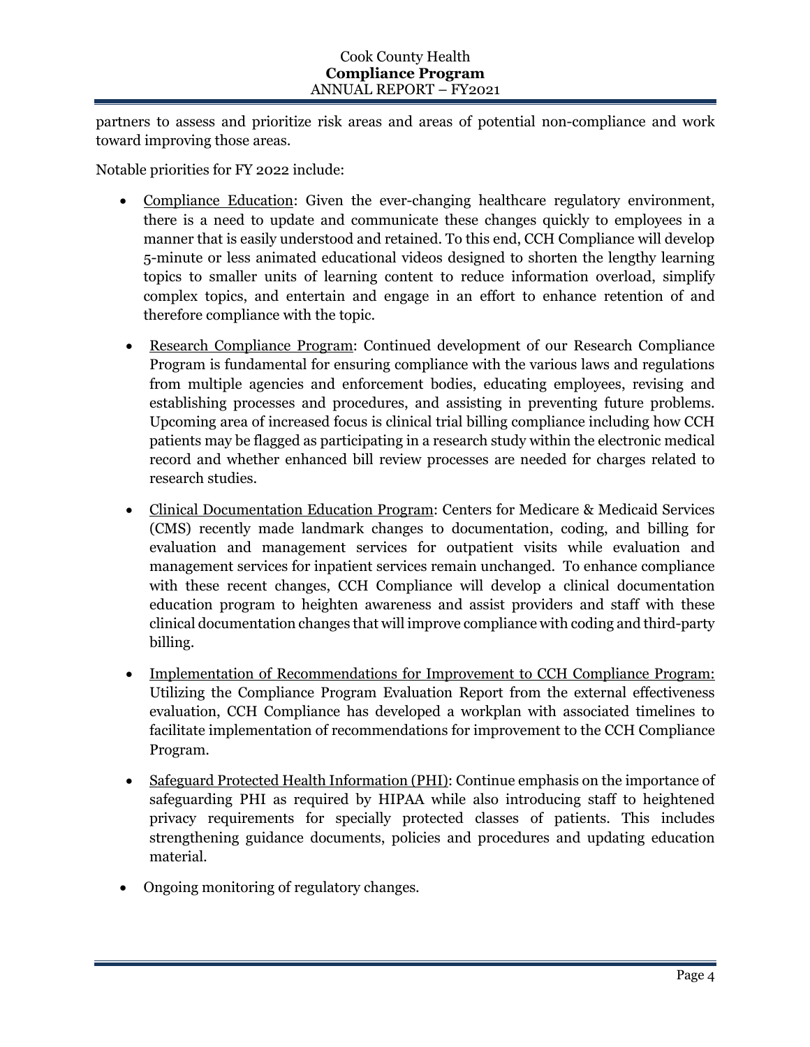partners to assess and prioritize risk areas and areas of potential non-compliance and work toward improving those areas.

Notable priorities for FY 2022 include:

- Compliance Education: Given the ever-changing healthcare regulatory environment, there is a need to update and communicate these changes quickly to employees in a manner that is easily understood and retained. To this end, CCH Compliance will develop 5-minute or less animated educational videos designed to shorten the lengthy learning topics to smaller units of learning content to reduce information overload, simplify complex topics, and entertain and engage in an effort to enhance retention of and therefore compliance with the topic.
- Research Compliance Program: Continued development of our Research Compliance Program is fundamental for ensuring compliance with the various laws and regulations from multiple agencies and enforcement bodies, educating employees, revising and establishing processes and procedures, and assisting in preventing future problems. Upcoming area of increased focus is clinical trial billing compliance including how CCH patients may be flagged as participating in a research study within the electronic medical record and whether enhanced bill review processes are needed for charges related to research studies.
- Clinical Documentation Education Program: Centers for Medicare & Medicaid Services (CMS) recently made landmark changes to documentation, coding, and billing for evaluation and management services for outpatient visits while evaluation and management services for inpatient services remain unchanged. To enhance compliance with these recent changes, CCH Compliance will develop a clinical documentation education program to heighten awareness and assist providers and staff with these clinical documentation changes that will improve compliance with coding and third-party billing.
- Implementation of Recommendations for Improvement to CCH Compliance Program: Utilizing the Compliance Program Evaluation Report from the external effectiveness evaluation, CCH Compliance has developed a workplan with associated timelines to facilitate implementation of recommendations for improvement to the CCH Compliance Program.
- Safeguard Protected Health Information (PHI): Continue emphasis on the importance of safeguarding PHI as required by HIPAA while also introducing staff to heightened privacy requirements for specially protected classes of patients. This includes strengthening guidance documents, policies and procedures and updating education material.
- Ongoing monitoring of regulatory changes.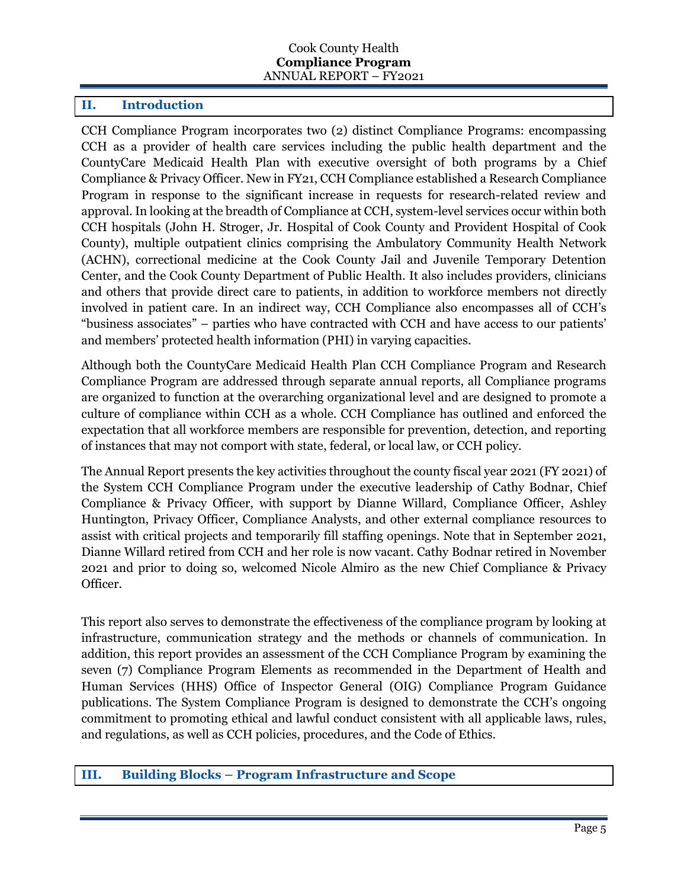## II. Introduction

CCH Compliance Program incorporates two (2) distinct Compliance Programs: encompassing CCH as a provider of health care services including the public health department and the CountyCare Medicaid Health Plan with executive oversight of both programs by a Chief Compliance & Privacy Officer. New in FY21, CCH Compliance established a Research Compliance Program in response to the significant increase in requests for research-related review and approval. In looking at the breadth of Compliance at CCH, system-level services occur within both CCH hospitals (John H. Stroger, Jr. Hospital of Cook County and Provident Hospital of Cook County), multiple outpatient clinics comprising the Ambulatory Community Health Network (ACHN), correctional medicine at the Cook County Jail and Juvenile Temporary Detention Center, and the Cook County Department of Public Health. It also includes providers, clinicians and others that provide direct care to patients, in addition to workforce members not directly involved in patient care. In an indirect way, CCH Compliance also encompasses all of CCH's "business associates" – parties who have contracted with CCH and have access to our patients' and members' protected health information (PHI) in varying capacities.

Although both the CountyCare Medicaid Health Plan CCH Compliance Program and Research Compliance Program are addressed through separate annual reports, all Compliance programs are organized to function at the overarching organizational level and are designed to promote a culture of compliance within CCH as a whole. CCH Compliance has outlined and enforced the expectation that all workforce members are responsible for prevention, detection, and reporting of instances that may not comport with state, federal, or local law, or CCH policy.

The Annual Report presents the key activities throughout the county fiscal year 2021 (FY 2021) of the System CCH Compliance Program under the executive leadership of Cathy Bodnar, Chief Compliance & Privacy Officer, with support by Dianne Willard, Compliance Officer, Ashley Huntington, Privacy Officer, Compliance Analysts, and other external compliance resources to assist with critical projects and temporarily fill staffing openings. Note that in September 2021, Dianne Willard retired from CCH and her role is now vacant. Cathy Bodnar retired in November 2021 and prior to doing so, welcomed Nicole Almiro as the new Chief Compliance & Privacy Officer.

This report also serves to demonstrate the effectiveness of the compliance program by looking at infrastructure, communication strategy and the methods or channels of communication. In addition, this report provides an assessment of the CCH Compliance Program by examining the seven (7) Compliance Program Elements as recommended in the Department of Health and Human Services (HHS) Office of Inspector General (OIG) Compliance Program Guidance publications. The System Compliance Program is designed to demonstrate the CCH's ongoing commitment to promoting ethical and lawful conduct consistent with all applicable laws, rules, and regulations, as well as CCH policies, procedures, and the Code of Ethics.

## III. Building Blocks – Program Infrastructure and Scope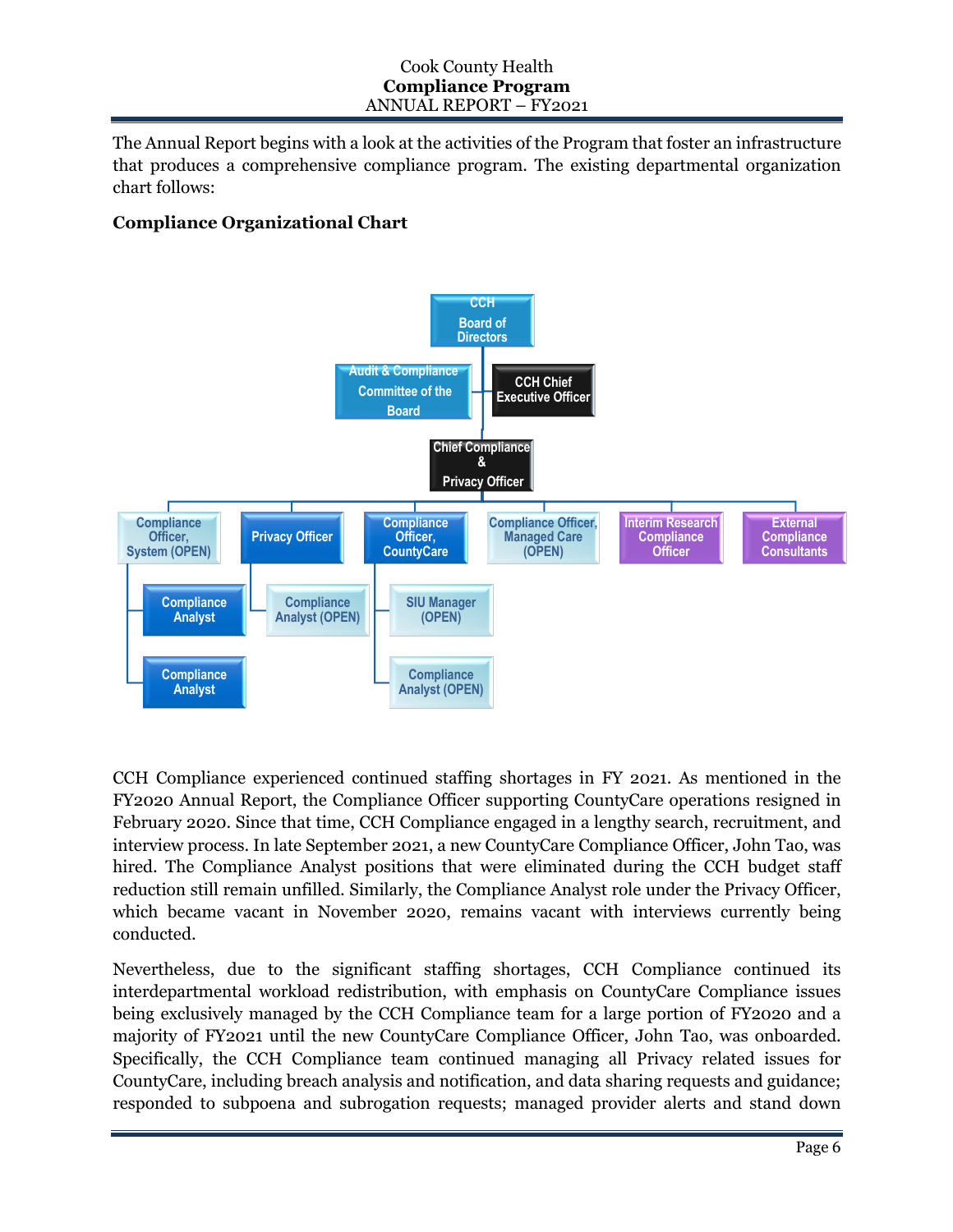The Annual Report begins with a look at the activities of the Program that foster an infrastructure that produces a comprehensive compliance program. The existing departmental organization chart follows:

**Compliance Organizational Chart**

- CCH Board of Directors
  - Audit & Compliance Committee of the Board
  - CCH Chief Executive Officer
  - Chief Compliance & Privacy Officer
    - Compliance Officer, System (OPEN)
      - Compliance Analyst
      - Compliance Analyst
    - Privacy Officer
      - Compliance Analyst (OPEN)
    - Compliance Officer, CountyCare
      - SIU Manager (OPEN)
      - Compliance Analyst (OPEN)
    - Compliance Officer, Managed Care (OPEN)
    - Interim Research Compliance Officer
    - External Compliance Consultants

CCH Compliance experienced continued staffing shortages in FY 2021. As mentioned in the FY2020 Annual Report, the Compliance Officer supporting CountyCare operations resigned in February 2020. Since that time, CCH Compliance engaged in a lengthy search, recruitment, and interview process. In late September 2021, a new CountyCare Compliance Officer, John Tao, was hired. The Compliance Analyst positions that were eliminated during the CCH budget staff reduction still remain unfilled. Similarly, the Compliance Analyst role under the Privacy Officer, which became vacant in November 2020, remains vacant with interviews currently being conducted.

Nevertheless, due to the significant staffing shortages, CCH Compliance continued its interdepartmental workload redistribution, with emphasis on CountyCare Compliance issues being exclusively managed by the CCH Compliance team for a large portion of FY2020 and a majority of FY2021 until the new CountyCare Compliance Officer, John Tao, was onboarded. Specifically, the CCH Compliance team continued managing all Privacy related issues for CountyCare, including breach analysis and notification, and data sharing requests and guidance; responded to subpoena and subrogation requests; managed provider alerts and stand down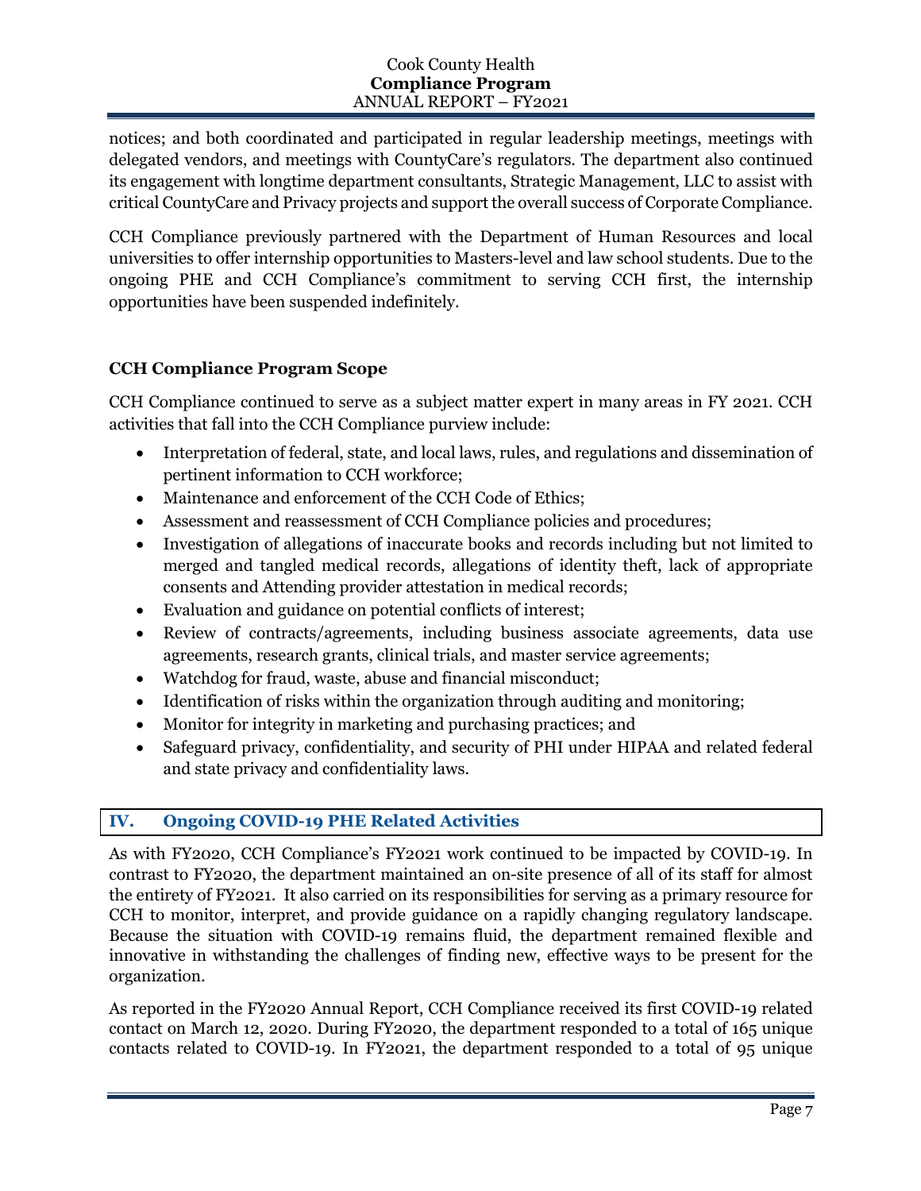notices; and both coordinated and participated in regular leadership meetings, meetings with delegated vendors, and meetings with CountyCare's regulators. The department also continued its engagement with longtime department consultants, Strategic Management, LLC to assist with critical CountyCare and Privacy projects and support the overall success of Corporate Compliance.

CCH Compliance previously partnered with the Department of Human Resources and local universities to offer internship opportunities to Masters-level and law school students. Due to the ongoing PHE and CCH Compliance's commitment to serving CCH first, the internship opportunities have been suspended indefinitely.

### CCH Compliance Program Scope

CCH Compliance continued to serve as a subject matter expert in many areas in FY 2021. CCH activities that fall into the CCH Compliance purview include:

- Interpretation of federal, state, and local laws, rules, and regulations and dissemination of pertinent information to CCH workforce;
- Maintenance and enforcement of the CCH Code of Ethics;
- Assessment and reassessment of CCH Compliance policies and procedures;
- Investigation of allegations of inaccurate books and records including but not limited to merged and tangled medical records, allegations of identity theft, lack of appropriate consents and Attending provider attestation in medical records;
- Evaluation and guidance on potential conflicts of interest;
- Review of contracts/agreements, including business associate agreements, data use agreements, research grants, clinical trials, and master service agreements;
- Watchdog for fraud, waste, abuse and financial misconduct;
- Identification of risks within the organization through auditing and monitoring;
- Monitor for integrity in marketing and purchasing practices; and
- Safeguard privacy, confidentiality, and security of PHI under HIPAA and related federal and state privacy and confidentiality laws.

## IV. Ongoing COVID-19 PHE Related Activities

As with FY2020, CCH Compliance's FY2021 work continued to be impacted by COVID-19. In contrast to FY2020, the department maintained an on-site presence of all of its staff for almost the entirety of FY2021. It also carried on its responsibilities for serving as a primary resource for CCH to monitor, interpret, and provide guidance on a rapidly changing regulatory landscape. Because the situation with COVID-19 remains fluid, the department remained flexible and innovative in withstanding the challenges of finding new, effective ways to be present for the organization.

As reported in the FY2020 Annual Report, CCH Compliance received its first COVID-19 related contact on March 12, 2020. During FY2020, the department responded to a total of 165 unique contacts related to COVID-19. In FY2021, the department responded to a total of 95 unique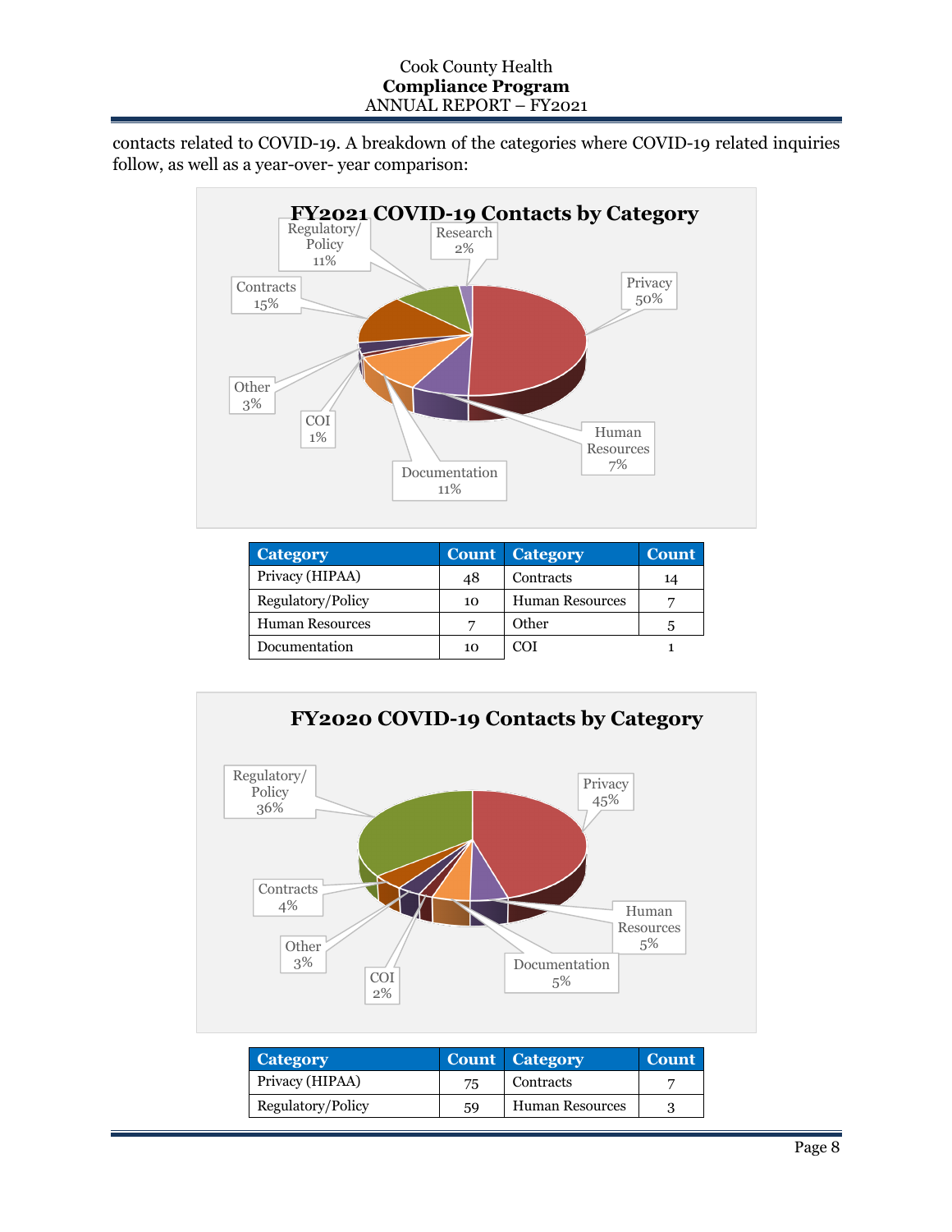contacts related to COVID-19. A breakdown of the categories where COVID-19 related inquiries follow, as well as a year-over- year comparison:

**FY2021 COVID-19 Contacts by Category**

Privacy 50%, Human Resources 7%, Documentation 11%, COI 1%, Other 3%, Contracts 15%, Regulatory/Policy 11%, Research 2%

| Category | Count | Category | Count |
|---|---|---|---|
| Privacy (HIPAA) | 48 | Contracts | 14 |
| Regulatory/Policy | 10 | Human Resources | 7 |
| Human Resources | 7 | Other | 5 |
| Documentation | 10 | COI | 1 |

**FY2020 COVID-19 Contacts by Category**

Privacy 45%, Human Resources 5%, Documentation 5%, COI 2%, Other 3%, Contracts 4%, Regulatory/Policy 36%

| Category | Count | Category | Count |
|---|---|---|---|
| Privacy (HIPAA) | 75 | Contracts | 7 |
| Regulatory/Policy | 59 | Human Resources | 3 |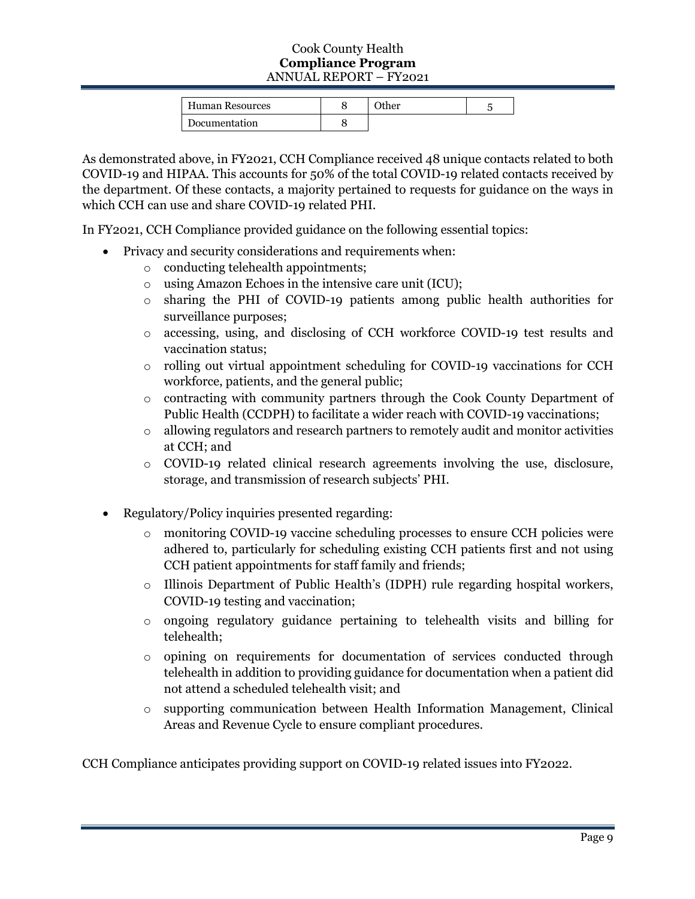| Human Resources | 8 | Other | 5 |
|---|---|---|---|
| Documentation | 8 | | |

As demonstrated above, in FY2021, CCH Compliance received 48 unique contacts related to both COVID-19 and HIPAA. This accounts for 50% of the total COVID-19 related contacts received by the department. Of these contacts, a majority pertained to requests for guidance on the ways in which CCH can use and share COVID-19 related PHI.

In FY2021, CCH Compliance provided guidance on the following essential topics:

- Privacy and security considerations and requirements when:
  - conducting telehealth appointments;
  - using Amazon Echoes in the intensive care unit (ICU);
  - sharing the PHI of COVID-19 patients among public health authorities for surveillance purposes;
  - accessing, using, and disclosing of CCH workforce COVID-19 test results and vaccination status;
  - rolling out virtual appointment scheduling for COVID-19 vaccinations for CCH workforce, patients, and the general public;
  - contracting with community partners through the Cook County Department of Public Health (CCDPH) to facilitate a wider reach with COVID-19 vaccinations;
  - allowing regulators and research partners to remotely audit and monitor activities at CCH; and
  - COVID-19 related clinical research agreements involving the use, disclosure, storage, and transmission of research subjects' PHI.

- Regulatory/Policy inquiries presented regarding:
  - monitoring COVID-19 vaccine scheduling processes to ensure CCH policies were adhered to, particularly for scheduling existing CCH patients first and not using CCH patient appointments for staff family and friends;
  - Illinois Department of Public Health's (IDPH) rule regarding hospital workers, COVID-19 testing and vaccination;
  - ongoing regulatory guidance pertaining to telehealth visits and billing for telehealth;
  - opining on requirements for documentation of services conducted through telehealth in addition to providing guidance for documentation when a patient did not attend a scheduled telehealth visit; and
  - supporting communication between Health Information Management, Clinical Areas and Revenue Cycle to ensure compliant procedures.

CCH Compliance anticipates providing support on COVID-19 related issues into FY2022.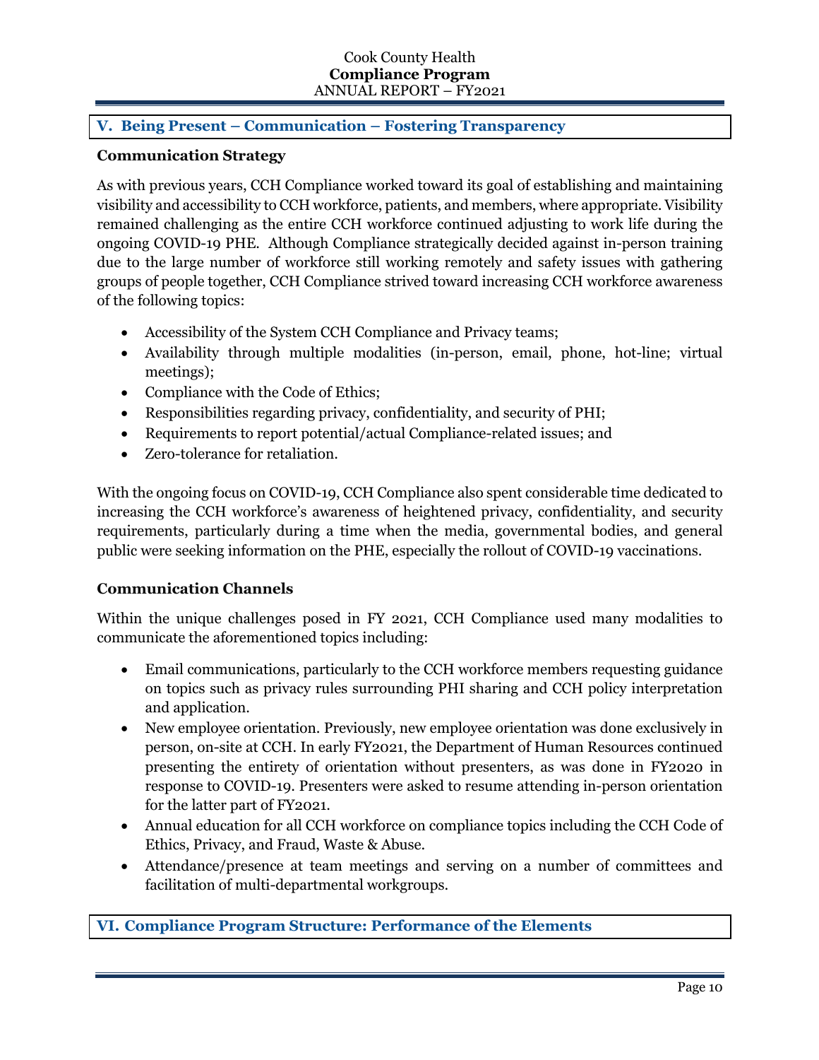## V. Being Present – Communication – Fostering Transparency

### Communication Strategy

As with previous years, CCH Compliance worked toward its goal of establishing and maintaining visibility and accessibility to CCH workforce, patients, and members, where appropriate. Visibility remained challenging as the entire CCH workforce continued adjusting to work life during the ongoing COVID-19 PHE. Although Compliance strategically decided against in-person training due to the large number of workforce still working remotely and safety issues with gathering groups of people together, CCH Compliance strived toward increasing CCH workforce awareness of the following topics:

- Accessibility of the System CCH Compliance and Privacy teams;
- Availability through multiple modalities (in-person, email, phone, hot-line; virtual meetings);
- Compliance with the Code of Ethics;
- Responsibilities regarding privacy, confidentiality, and security of PHI;
- Requirements to report potential/actual Compliance-related issues; and
- Zero-tolerance for retaliation.

With the ongoing focus on COVID-19, CCH Compliance also spent considerable time dedicated to increasing the CCH workforce's awareness of heightened privacy, confidentiality, and security requirements, particularly during a time when the media, governmental bodies, and general public were seeking information on the PHE, especially the rollout of COVID-19 vaccinations.

### Communication Channels

Within the unique challenges posed in FY 2021, CCH Compliance used many modalities to communicate the aforementioned topics including:

- Email communications, particularly to the CCH workforce members requesting guidance on topics such as privacy rules surrounding PHI sharing and CCH policy interpretation and application.
- New employee orientation. Previously, new employee orientation was done exclusively in person, on-site at CCH. In early FY2021, the Department of Human Resources continued presenting the entirety of orientation without presenters, as was done in FY2020 in response to COVID-19. Presenters were asked to resume attending in-person orientation for the latter part of FY2021.
- Annual education for all CCH workforce on compliance topics including the CCH Code of Ethics, Privacy, and Fraud, Waste & Abuse.
- Attendance/presence at team meetings and serving on a number of committees and facilitation of multi-departmental workgroups.

## VI. Compliance Program Structure: Performance of the Elements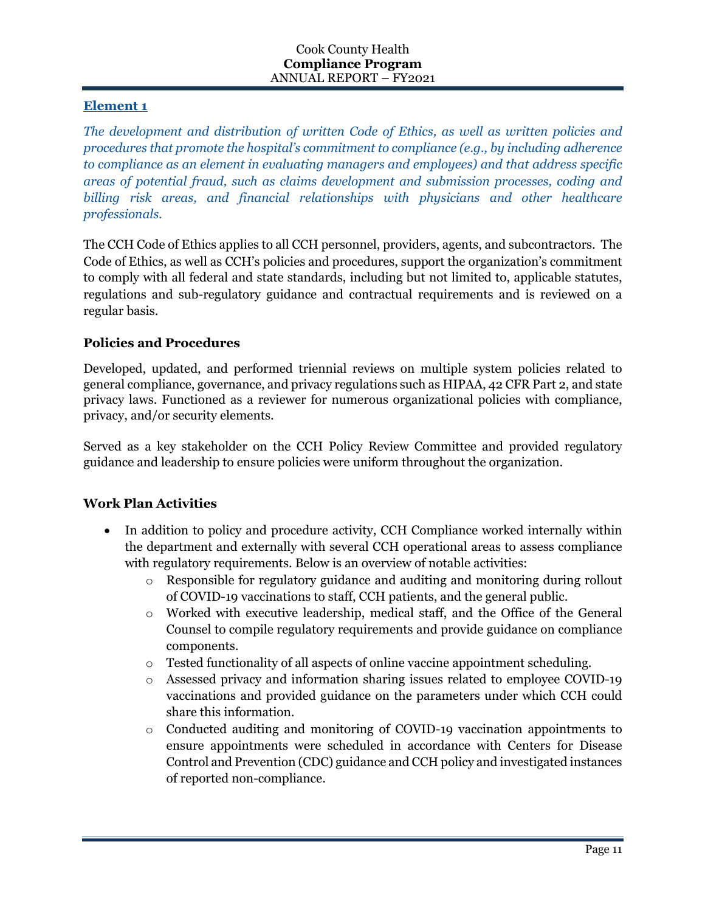## Element 1

*The development and distribution of written Code of Ethics, as well as written policies and procedures that promote the hospital's commitment to compliance (e.g., by including adherence to compliance as an element in evaluating managers and employees) and that address specific areas of potential fraud, such as claims development and submission processes, coding and billing risk areas, and financial relationships with physicians and other healthcare professionals.*

The CCH Code of Ethics applies to all CCH personnel, providers, agents, and subcontractors. The Code of Ethics, as well as CCH's policies and procedures, support the organization's commitment to comply with all federal and state standards, including but not limited to, applicable statutes, regulations and sub-regulatory guidance and contractual requirements and is reviewed on a regular basis.

### Policies and Procedures

Developed, updated, and performed triennial reviews on multiple system policies related to general compliance, governance, and privacy regulations such as HIPAA, 42 CFR Part 2, and state privacy laws. Functioned as a reviewer for numerous organizational policies with compliance, privacy, and/or security elements.

Served as a key stakeholder on the CCH Policy Review Committee and provided regulatory guidance and leadership to ensure policies were uniform throughout the organization.

### Work Plan Activities

- In addition to policy and procedure activity, CCH Compliance worked internally within the department and externally with several CCH operational areas to assess compliance with regulatory requirements. Below is an overview of notable activities:
  - Responsible for regulatory guidance and auditing and monitoring during rollout of COVID-19 vaccinations to staff, CCH patients, and the general public.
  - Worked with executive leadership, medical staff, and the Office of the General Counsel to compile regulatory requirements and provide guidance on compliance components.
  - Tested functionality of all aspects of online vaccine appointment scheduling.
  - Assessed privacy and information sharing issues related to employee COVID-19 vaccinations and provided guidance on the parameters under which CCH could share this information.
  - Conducted auditing and monitoring of COVID-19 vaccination appointments to ensure appointments were scheduled in accordance with Centers for Disease Control and Prevention (CDC) guidance and CCH policy and investigated instances of reported non-compliance.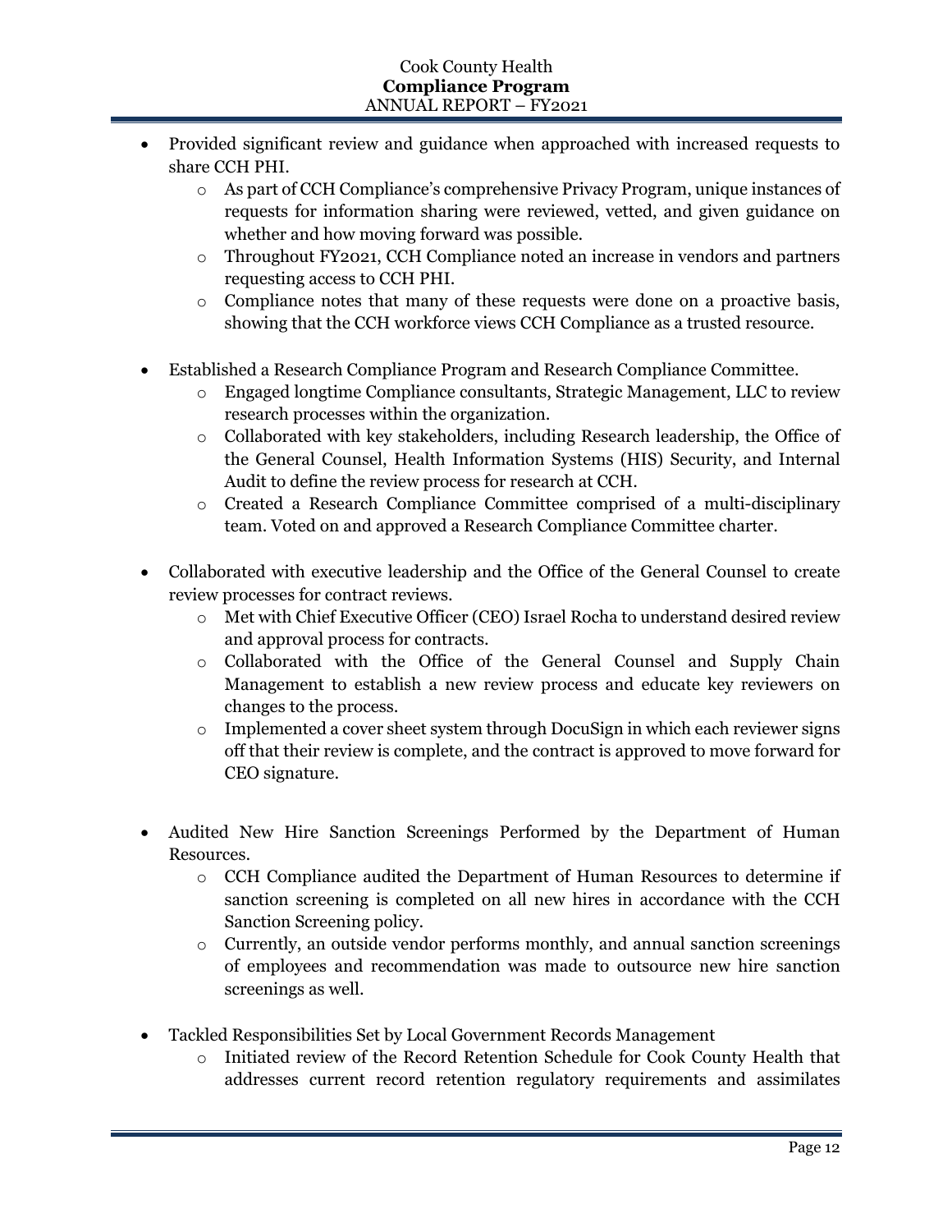- Provided significant review and guidance when approached with increased requests to share CCH PHI.
    - As part of CCH Compliance's comprehensive Privacy Program, unique instances of requests for information sharing were reviewed, vetted, and given guidance on whether and how moving forward was possible.
    - Throughout FY2021, CCH Compliance noted an increase in vendors and partners requesting access to CCH PHI.
    - Compliance notes that many of these requests were done on a proactive basis, showing that the CCH workforce views CCH Compliance as a trusted resource.

- Established a Research Compliance Program and Research Compliance Committee.
    - Engaged longtime Compliance consultants, Strategic Management, LLC to review research processes within the organization.
    - Collaborated with key stakeholders, including Research leadership, the Office of the General Counsel, Health Information Systems (HIS) Security, and Internal Audit to define the review process for research at CCH.
    - Created a Research Compliance Committee comprised of a multi-disciplinary team. Voted on and approved a Research Compliance Committee charter.

- Collaborated with executive leadership and the Office of the General Counsel to create review processes for contract reviews.
    - Met with Chief Executive Officer (CEO) Israel Rocha to understand desired review and approval process for contracts.
    - Collaborated with the Office of the General Counsel and Supply Chain Management to establish a new review process and educate key reviewers on changes to the process.
    - Implemented a cover sheet system through DocuSign in which each reviewer signs off that their review is complete, and the contract is approved to move forward for CEO signature.

- Audited New Hire Sanction Screenings Performed by the Department of Human Resources.
    - CCH Compliance audited the Department of Human Resources to determine if sanction screening is completed on all new hires in accordance with the CCH Sanction Screening policy.
    - Currently, an outside vendor performs monthly, and annual sanction screenings of employees and recommendation was made to outsource new hire sanction screenings as well.

- Tackled Responsibilities Set by Local Government Records Management
    - Initiated review of the Record Retention Schedule for Cook County Health that addresses current record retention regulatory requirements and assimilates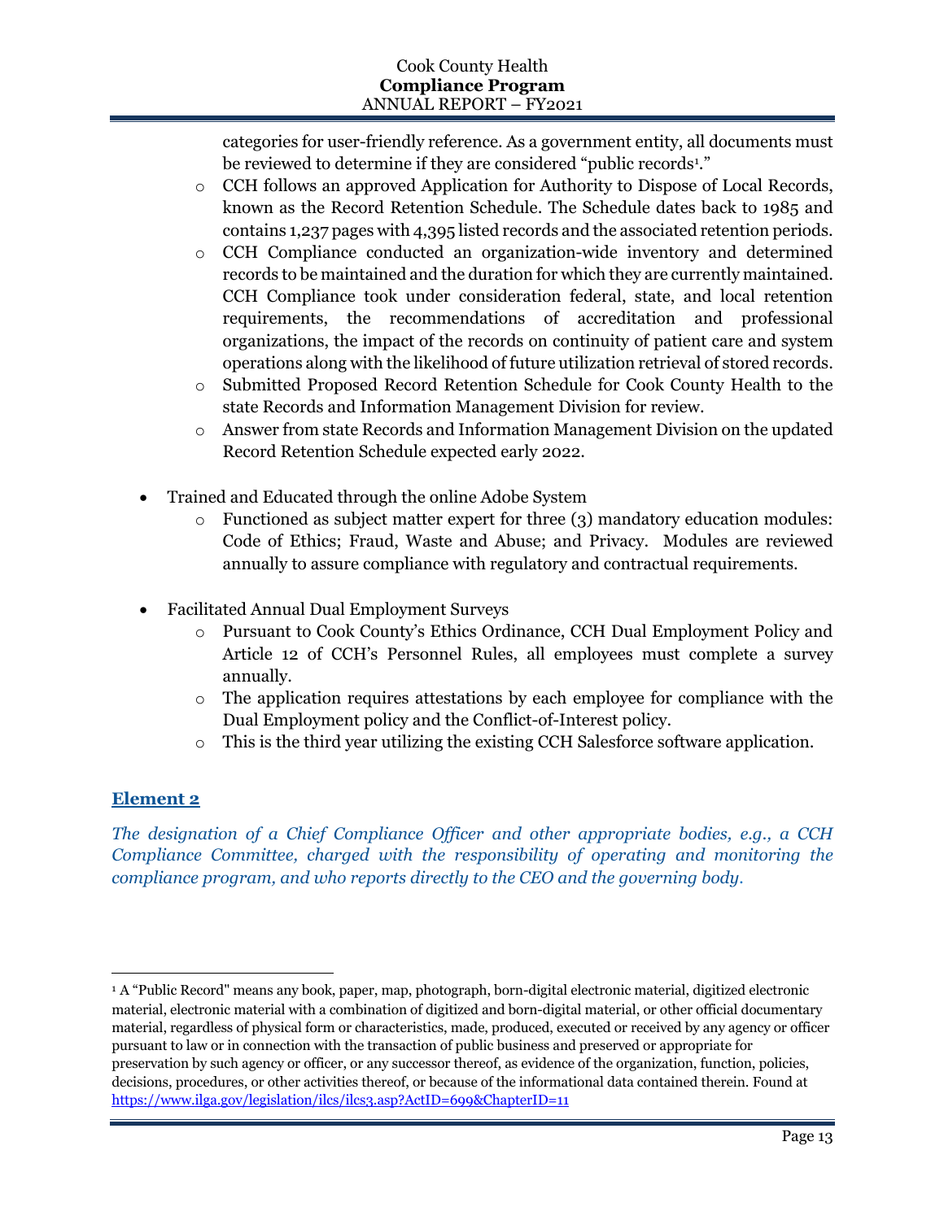categories for user-friendly reference. As a government entity, all documents must be reviewed to determine if they are considered "public records[1]."

  - CCH follows an approved Application for Authority to Dispose of Local Records, known as the Record Retention Schedule. The Schedule dates back to 1985 and contains 1,237 pages with 4,395 listed records and the associated retention periods.
  - CCH Compliance conducted an organization-wide inventory and determined records to be maintained and the duration for which they are currently maintained. CCH Compliance took under consideration federal, state, and local retention requirements, the recommendations of accreditation and professional organizations, the impact of the records on continuity of patient care and system operations along with the likelihood of future utilization retrieval of stored records.
  - Submitted Proposed Record Retention Schedule for Cook County Health to the state Records and Information Management Division for review.
  - Answer from state Records and Information Management Division on the updated Record Retention Schedule expected early 2022.

- Trained and Educated through the online Adobe System
  - Functioned as subject matter expert for three (3) mandatory education modules: Code of Ethics; Fraud, Waste and Abuse; and Privacy. Modules are reviewed annually to assure compliance with regulatory and contractual requirements.

- Facilitated Annual Dual Employment Surveys
  - Pursuant to Cook County's Ethics Ordinance, CCH Dual Employment Policy and Article 12 of CCH's Personnel Rules, all employees must complete a survey annually.
  - The application requires attestations by each employee for compliance with the Dual Employment policy and the Conflict-of-Interest policy.
  - This is the third year utilizing the existing CCH Salesforce software application.

## Element 2

*The designation of a Chief Compliance Officer and other appropriate bodies, e.g., a CCH Compliance Committee, charged with the responsibility of operating and monitoring the compliance program, and who reports directly to the CEO and the governing body.*

---

[1] A "Public Record" means any book, paper, map, photograph, born-digital electronic material, digitized electronic material, electronic material with a combination of digitized and born-digital material, or other official documentary material, regardless of physical form or characteristics, made, produced, executed or received by any agency or officer pursuant to law or in connection with the transaction of public business and preserved or appropriate for preservation by such agency or officer, or any successor thereof, as evidence of the organization, function, policies, decisions, procedures, or other activities thereof, or because of the informational data contained therein. Found at https://www.ilga.gov/legislation/ilcs/ilcs3.asp?ActID=699&ChapterID=11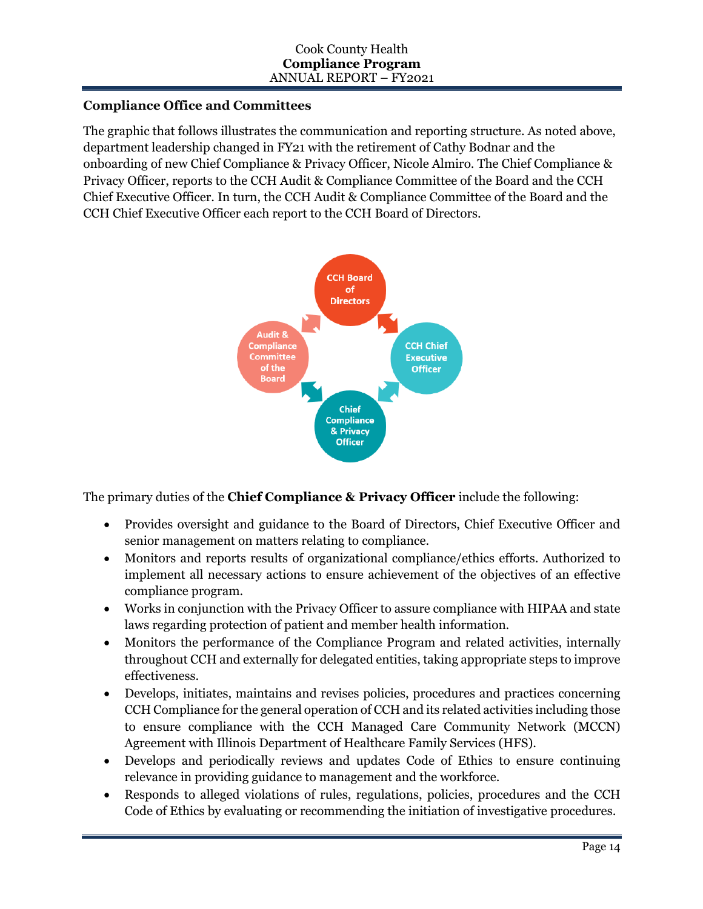## Compliance Office and Committees

The graphic that follows illustrates the communication and reporting structure. As noted above, department leadership changed in FY21 with the retirement of Cathy Bodnar and the onboarding of new Chief Compliance & Privacy Officer, Nicole Almiro. The Chief Compliance & Privacy Officer, reports to the CCH Audit & Compliance Committee of the Board and the CCH Chief Executive Officer. In turn, the CCH Audit & Compliance Committee of the Board and the CCH Chief Executive Officer each report to the CCH Board of Directors.

CCH Board of Directors

Audit & Compliance Committee of the Board

CCH Chief Executive Officer

Chief Compliance & Privacy Officer

The primary duties of the **Chief Compliance & Privacy Officer** include the following:

- Provides oversight and guidance to the Board of Directors, Chief Executive Officer and senior management on matters relating to compliance.
- Monitors and reports results of organizational compliance/ethics efforts. Authorized to implement all necessary actions to ensure achievement of the objectives of an effective compliance program.
- Works in conjunction with the Privacy Officer to assure compliance with HIPAA and state laws regarding protection of patient and member health information.
- Monitors the performance of the Compliance Program and related activities, internally throughout CCH and externally for delegated entities, taking appropriate steps to improve effectiveness.
- Develops, initiates, maintains and revises policies, procedures and practices concerning CCH Compliance for the general operation of CCH and its related activities including those to ensure compliance with the CCH Managed Care Community Network (MCCN) Agreement with Illinois Department of Healthcare Family Services (HFS).
- Develops and periodically reviews and updates Code of Ethics to ensure continuing relevance in providing guidance to management and the workforce.
- Responds to alleged violations of rules, regulations, policies, procedures and the CCH Code of Ethics by evaluating or recommending the initiation of investigative procedures.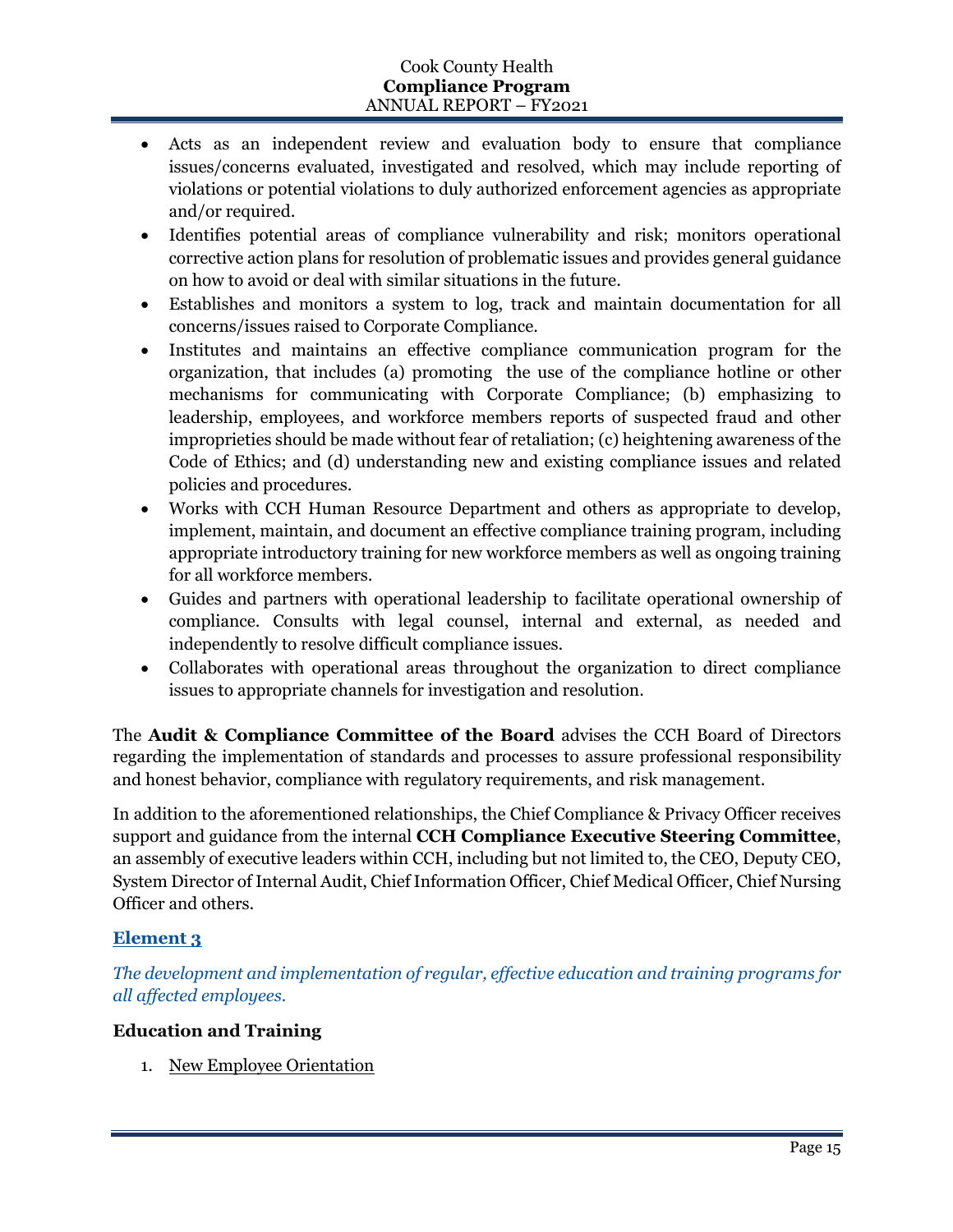- Acts as an independent review and evaluation body to ensure that compliance issues/concerns evaluated, investigated and resolved, which may include reporting of violations or potential violations to duly authorized enforcement agencies as appropriate and/or required.
- Identifies potential areas of compliance vulnerability and risk; monitors operational corrective action plans for resolution of problematic issues and provides general guidance on how to avoid or deal with similar situations in the future.
- Establishes and monitors a system to log, track and maintain documentation for all concerns/issues raised to Corporate Compliance.
- Institutes and maintains an effective compliance communication program for the organization, that includes (a) promoting the use of the compliance hotline or other mechanisms for communicating with Corporate Compliance; (b) emphasizing to leadership, employees, and workforce members reports of suspected fraud and other improprieties should be made without fear of retaliation; (c) heightening awareness of the Code of Ethics; and (d) understanding new and existing compliance issues and related policies and procedures.
- Works with CCH Human Resource Department and others as appropriate to develop, implement, maintain, and document an effective compliance training program, including appropriate introductory training for new workforce members as well as ongoing training for all workforce members.
- Guides and partners with operational leadership to facilitate operational ownership of compliance. Consults with legal counsel, internal and external, as needed and independently to resolve difficult compliance issues.
- Collaborates with operational areas throughout the organization to direct compliance issues to appropriate channels for investigation and resolution.

The **Audit & Compliance Committee of the Board** advises the CCH Board of Directors regarding the implementation of standards and processes to assure professional responsibility and honest behavior, compliance with regulatory requirements, and risk management.

In addition to the aforementioned relationships, the Chief Compliance & Privacy Officer receives support and guidance from the internal **CCH Compliance Executive Steering Committee**, an assembly of executive leaders within CCH, including but not limited to, the CEO, Deputy CEO, System Director of Internal Audit, Chief Information Officer, Chief Medical Officer, Chief Nursing Officer and others.

## Element 3

*The development and implementation of regular, effective education and training programs for all affected employees.*

### Education and Training

1. New Employee Orientation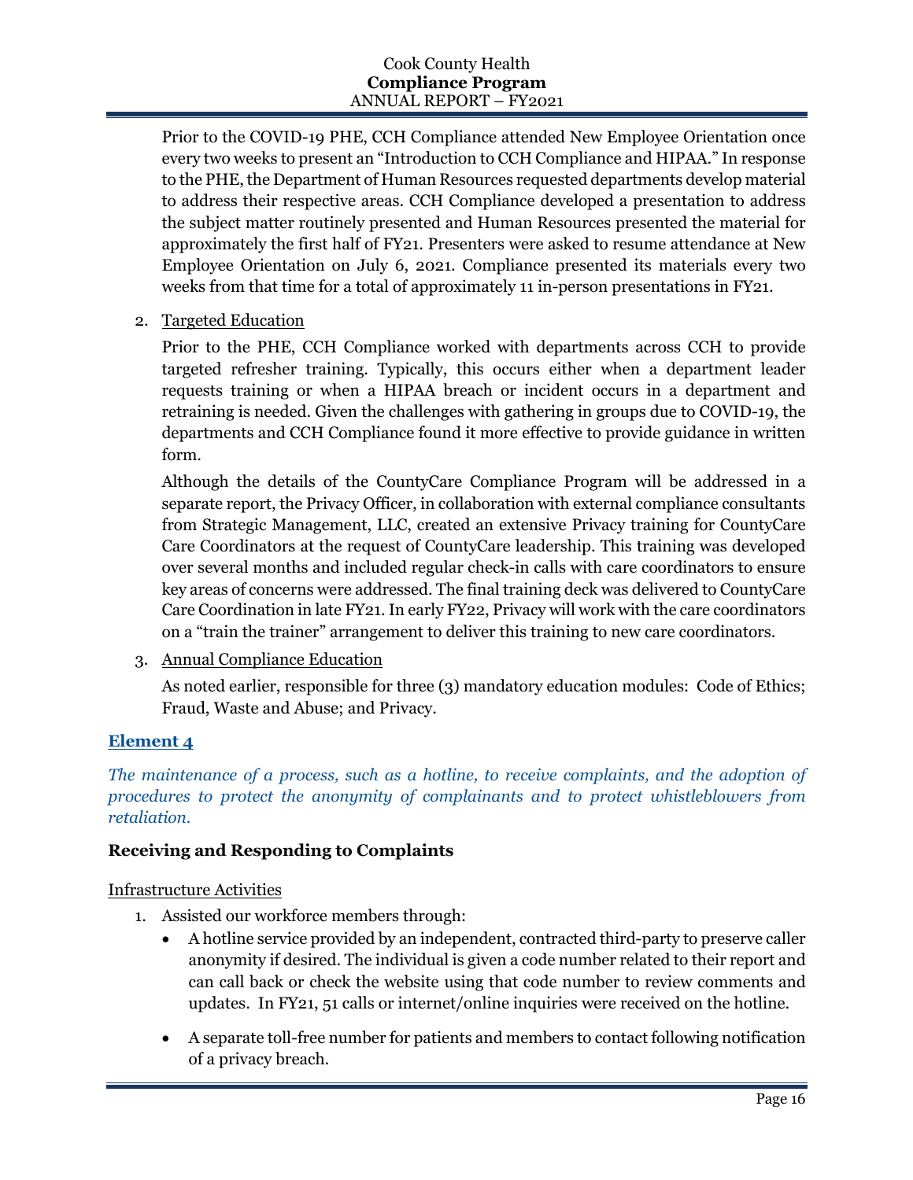Prior to the COVID-19 PHE, CCH Compliance attended New Employee Orientation once every two weeks to present an "Introduction to CCH Compliance and HIPAA." In response to the PHE, the Department of Human Resources requested departments develop material to address their respective areas. CCH Compliance developed a presentation to address the subject matter routinely presented and Human Resources presented the material for approximately the first half of FY21. Presenters were asked to resume attendance at New Employee Orientation on July 6, 2021. Compliance presented its materials every two weeks from that time for a total of approximately 11 in-person presentations in FY21.

2. Targeted Education

   Prior to the PHE, CCH Compliance worked with departments across CCH to provide targeted refresher training. Typically, this occurs either when a department leader requests training or when a HIPAA breach or incident occurs in a department and retraining is needed. Given the challenges with gathering in groups due to COVID-19, the departments and CCH Compliance found it more effective to provide guidance in written form.

   Although the details of the CountyCare Compliance Program will be addressed in a separate report, the Privacy Officer, in collaboration with external compliance consultants from Strategic Management, LLC, created an extensive Privacy training for CountyCare Care Coordinators at the request of CountyCare leadership. This training was developed over several months and included regular check-in calls with care coordinators to ensure key areas of concerns were addressed. The final training deck was delivered to CountyCare Care Coordination in late FY21. In early FY22, Privacy will work with the care coordinators on a "train the trainer" arrangement to deliver this training to new care coordinators.

3. Annual Compliance Education

   As noted earlier, responsible for three (3) mandatory education modules: Code of Ethics; Fraud, Waste and Abuse; and Privacy.

### Element 4

*The maintenance of a process, such as a hotline, to receive complaints, and the adoption of procedures to protect the anonymity of complainants and to protect whistleblowers from retaliation.*

**Receiving and Responding to Complaints**

Infrastructure Activities

1. Assisted our workforce members through:
   - A hotline service provided by an independent, contracted third-party to preserve caller anonymity if desired. The individual is given a code number related to their report and can call back or check the website using that code number to review comments and updates. In FY21, 51 calls or internet/online inquiries were received on the hotline.
   - A separate toll-free number for patients and members to contact following notification of a privacy breach.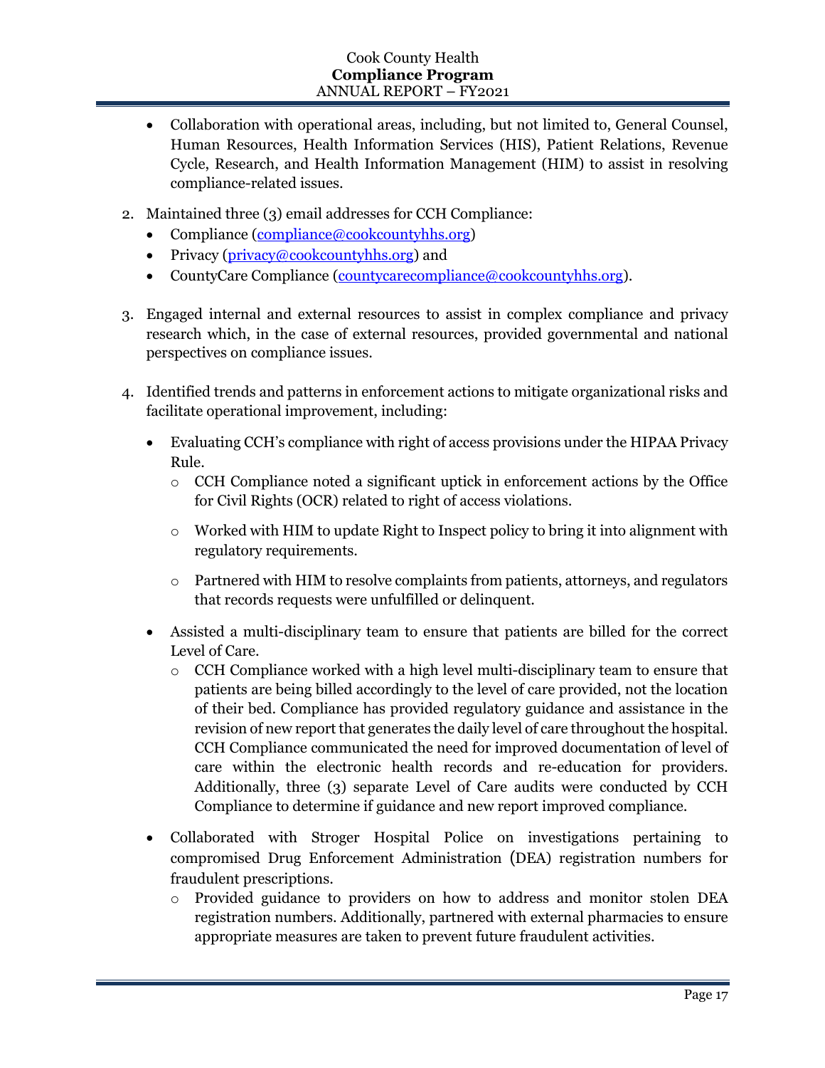- Collaboration with operational areas, including, but not limited to, General Counsel, Human Resources, Health Information Services (HIS), Patient Relations, Revenue Cycle, Research, and Health Information Management (HIM) to assist in resolving compliance-related issues.

2. Maintained three (3) email addresses for CCH Compliance:
   - Compliance ([compliance@cookcountyhhs.org](mailto:compliance@cookcountyhhs.org))
   - Privacy ([privacy@cookcountyhhs.org](mailto:privacy@cookcountyhhs.org)) and
   - CountyCare Compliance ([countycarecompliance@cookcountyhhs.org](mailto:countycarecompliance@cookcountyhhs.org)).

3. Engaged internal and external resources to assist in complex compliance and privacy research which, in the case of external resources, provided governmental and national perspectives on compliance issues.

4. Identified trends and patterns in enforcement actions to mitigate organizational risks and facilitate operational improvement, including:
   - Evaluating CCH's compliance with right of access provisions under the HIPAA Privacy Rule.
     - CCH Compliance noted a significant uptick in enforcement actions by the Office for Civil Rights (OCR) related to right of access violations.
     - Worked with HIM to update Right to Inspect policy to bring it into alignment with regulatory requirements.
     - Partnered with HIM to resolve complaints from patients, attorneys, and regulators that records requests were unfulfilled or delinquent.
   - Assisted a multi-disciplinary team to ensure that patients are billed for the correct Level of Care.
     - CCH Compliance worked with a high level multi-disciplinary team to ensure that patients are being billed accordingly to the level of care provided, not the location of their bed. Compliance has provided regulatory guidance and assistance in the revision of new report that generates the daily level of care throughout the hospital. CCH Compliance communicated the need for improved documentation of level of care within the electronic health records and re-education for providers. Additionally, three (3) separate Level of Care audits were conducted by CCH Compliance to determine if guidance and new report improved compliance.
   - Collaborated with Stroger Hospital Police on investigations pertaining to compromised Drug Enforcement Administration (DEA) registration numbers for fraudulent prescriptions.
     - Provided guidance to providers on how to address and monitor stolen DEA registration numbers. Additionally, partnered with external pharmacies to ensure appropriate measures are taken to prevent future fraudulent activities.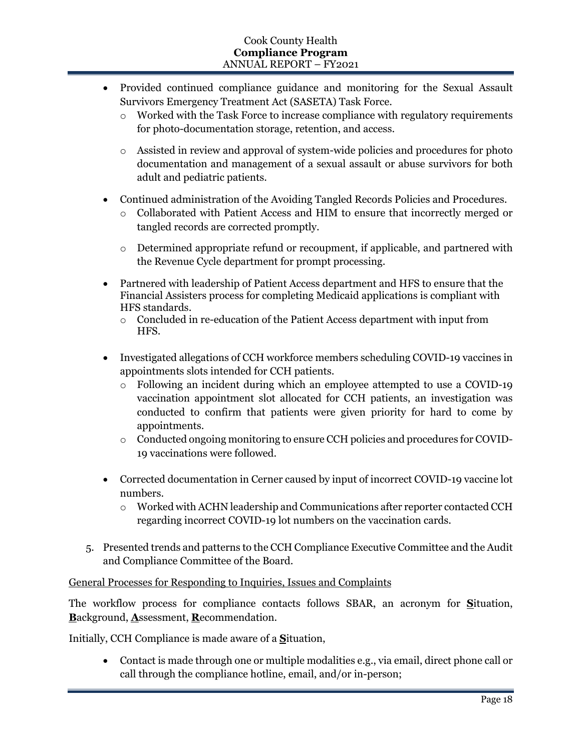- Provided continued compliance guidance and monitoring for the Sexual Assault Survivors Emergency Treatment Act (SASETA) Task Force.
    - Worked with the Task Force to increase compliance with regulatory requirements for photo-documentation storage, retention, and access.
    - Assisted in review and approval of system-wide policies and procedures for photo documentation and management of a sexual assault or abuse survivors for both adult and pediatric patients.
- Continued administration of the Avoiding Tangled Records Policies and Procedures.
    - Collaborated with Patient Access and HIM to ensure that incorrectly merged or tangled records are corrected promptly.
    - Determined appropriate refund or recoupment, if applicable, and partnered with the Revenue Cycle department for prompt processing.
- Partnered with leadership of Patient Access department and HFS to ensure that the Financial Assisters process for completing Medicaid applications is compliant with HFS standards.
    - Concluded in re-education of the Patient Access department with input from HFS.
- Investigated allegations of CCH workforce members scheduling COVID-19 vaccines in appointments slots intended for CCH patients.
    - Following an incident during which an employee attempted to use a COVID-19 vaccination appointment slot allocated for CCH patients, an investigation was conducted to confirm that patients were given priority for hard to come by appointments.
    - Conducted ongoing monitoring to ensure CCH policies and procedures for COVID-19 vaccinations were followed.
- Corrected documentation in Cerner caused by input of incorrect COVID-19 vaccine lot numbers.
    - Worked with ACHN leadership and Communications after reporter contacted CCH regarding incorrect COVID-19 lot numbers on the vaccination cards.

5. Presented trends and patterns to the CCH Compliance Executive Committee and the Audit and Compliance Committee of the Board.

<u>General Processes for Responding to Inquiries, Issues and Complaints</u>

The workflow process for compliance contacts follows SBAR, an acronym for **<u>S</u>**ituation, **<u>B</u>**ackground, **<u>A</u>**ssessment, **<u>R</u>**ecommendation.

Initially, CCH Compliance is made aware of a **<u>S</u>**ituation,

- Contact is made through one or multiple modalities e.g., via email, direct phone call or call through the compliance hotline, email, and/or in-person;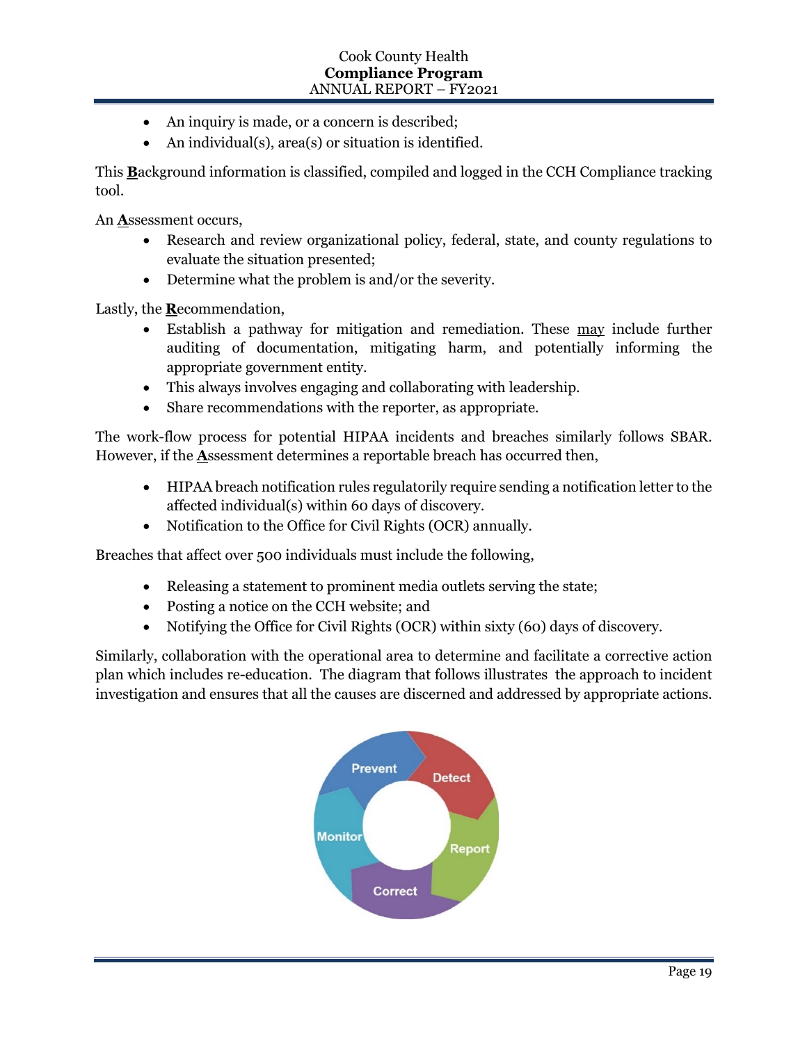- An inquiry is made, or a concern is described;
- An individual(s), area(s) or situation is identified.

This **B**ackground information is classified, compiled and logged in the CCH Compliance tracking tool.

An **A**ssessment occurs,

- Research and review organizational policy, federal, state, and county regulations to evaluate the situation presented;
- Determine what the problem is and/or the severity.

Lastly, the **R**ecommendation,

- Establish a pathway for mitigation and remediation. These may include further auditing of documentation, mitigating harm, and potentially informing the appropriate government entity.
- This always involves engaging and collaborating with leadership.
- Share recommendations with the reporter, as appropriate.

The work-flow process for potential HIPAA incidents and breaches similarly follows SBAR. However, if the **A**ssessment determines a reportable breach has occurred then,

- HIPAA breach notification rules regulatorily require sending a notification letter to the affected individual(s) within 60 days of discovery.
- Notification to the Office for Civil Rights (OCR) annually.

Breaches that affect over 500 individuals must include the following,

- Releasing a statement to prominent media outlets serving the state;
- Posting a notice on the CCH website; and
- Notifying the Office for Civil Rights (OCR) within sixty (60) days of discovery.

Similarly, collaboration with the operational area to determine and facilitate a corrective action plan which includes re-education. The diagram that follows illustrates the approach to incident investigation and ensures that all the causes are discerned and addressed by appropriate actions.

Prevent → Detect → Report → Correct → Monitor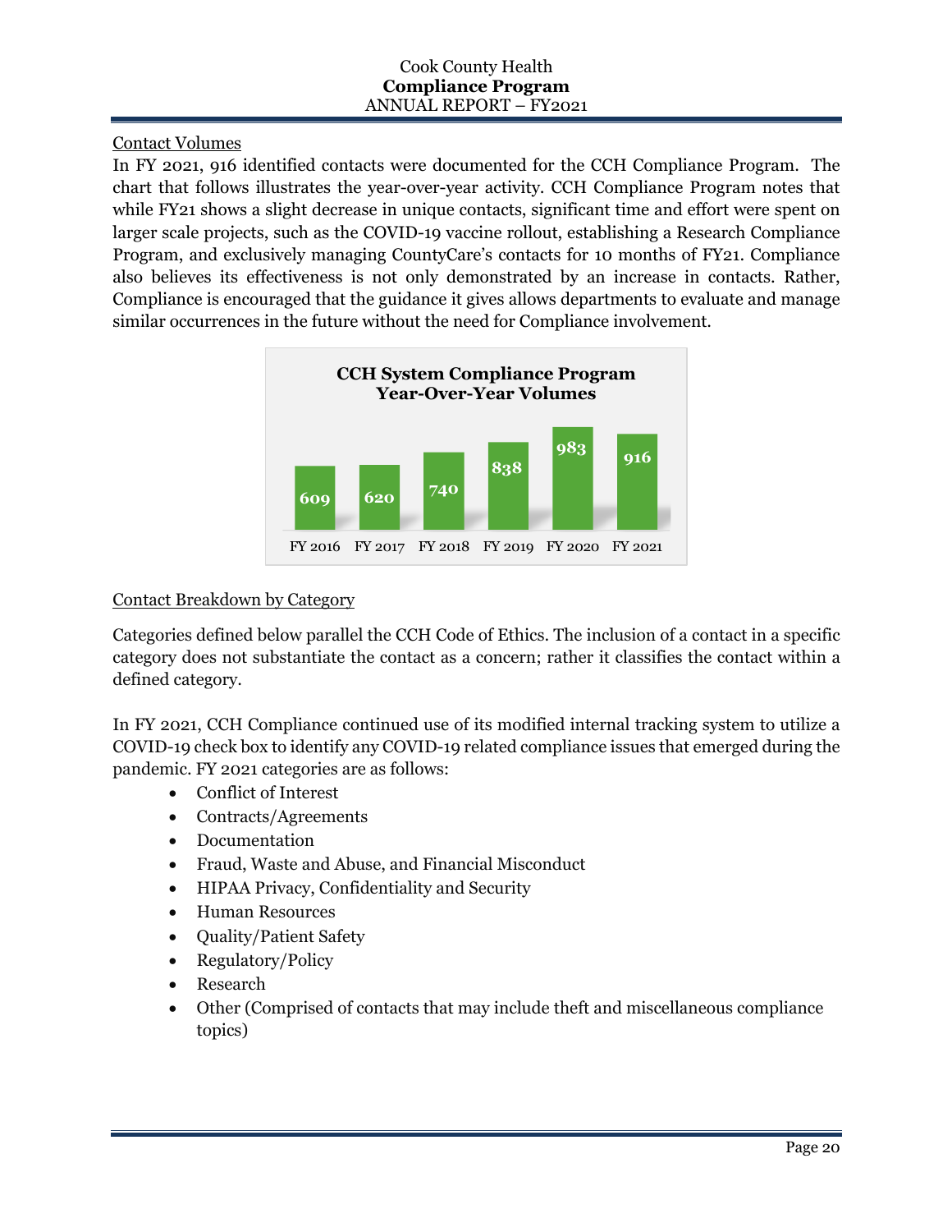Contact Volumes

In FY 2021, 916 identified contacts were documented for the CCH Compliance Program. The chart that follows illustrates the year-over-year activity. CCH Compliance Program notes that while FY21 shows a slight decrease in unique contacts, significant time and effort were spent on larger scale projects, such as the COVID-19 vaccine rollout, establishing a Research Compliance Program, and exclusively managing CountyCare's contacts for 10 months of FY21. Compliance also believes its effectiveness is not only demonstrated by an increase in contacts. Rather, Compliance is encouraged that the guidance it gives allows departments to evaluate and manage similar occurrences in the future without the need for Compliance involvement.

**CCH System Compliance Program Year-Over-Year Volumes**

| FY 2016 | FY 2017 | FY 2018 | FY 2019 | FY 2020 | FY 2021 |
|---|---|---|---|---|---|
| 609 | 620 | 740 | 838 | 983 | 916 |

Contact Breakdown by Category

Categories defined below parallel the CCH Code of Ethics. The inclusion of a contact in a specific category does not substantiate the contact as a concern; rather it classifies the contact within a defined category.

In FY 2021, CCH Compliance continued use of its modified internal tracking system to utilize a COVID-19 check box to identify any COVID-19 related compliance issues that emerged during the pandemic. FY 2021 categories are as follows:

- Conflict of Interest
- Contracts/Agreements
- Documentation
- Fraud, Waste and Abuse, and Financial Misconduct
- HIPAA Privacy, Confidentiality and Security
- Human Resources
- Quality/Patient Safety
- Regulatory/Policy
- Research
- Other (Comprised of contacts that may include theft and miscellaneous compliance topics)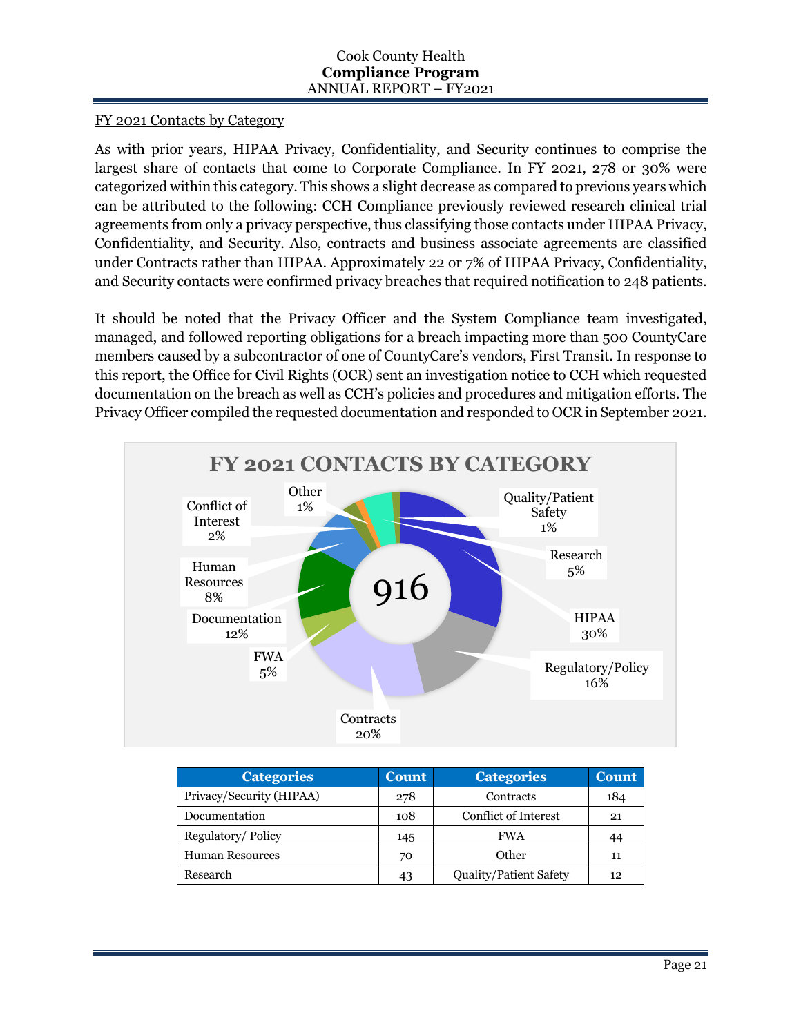## FY 2021 Contacts by Category

As with prior years, HIPAA Privacy, Confidentiality, and Security continues to comprise the largest share of contacts that come to Corporate Compliance. In FY 2021, 278 or 30% were categorized within this category. This shows a slight decrease as compared to previous years which can be attributed to the following: CCH Compliance previously reviewed research clinical trial agreements from only a privacy perspective, thus classifying those contacts under HIPAA Privacy, Confidentiality, and Security. Also, contracts and business associate agreements are classified under Contracts rather than HIPAA. Approximately 22 or 7% of HIPAA Privacy, Confidentiality, and Security contacts were confirmed privacy breaches that required notification to 248 patients.

It should be noted that the Privacy Officer and the System Compliance team investigated, managed, and followed reporting obligations for a breach impacting more than 500 CountyCare members caused by a subcontractor of one of CountyCare's vendors, First Transit. In response to this report, the Office for Civil Rights (OCR) sent an investigation notice to CCH which requested documentation on the breach as well as CCH's policies and procedures and mitigation efforts. The Privacy Officer compiled the requested documentation and responded to OCR in September 2021.

**FY 2021 CONTACTS BY CATEGORY**

916

- HIPAA 30%
- Contracts 20%
- Regulatory/Policy 16%
- Documentation 12%
- Human Resources 8%
- Research 5%
- FWA 5%
- Conflict of Interest 2%
- Other 1%
- Quality/Patient Safety 1%

| Categories | Count | Categories | Count |
|---|---|---|---|
| Privacy/Security (HIPAA) | 278 | Contracts | 184 |
| Documentation | 108 | Conflict of Interest | 21 |
| Regulatory/ Policy | 145 | FWA | 44 |
| Human Resources | 70 | Other | 11 |
| Research | 43 | Quality/Patient Safety | 12 |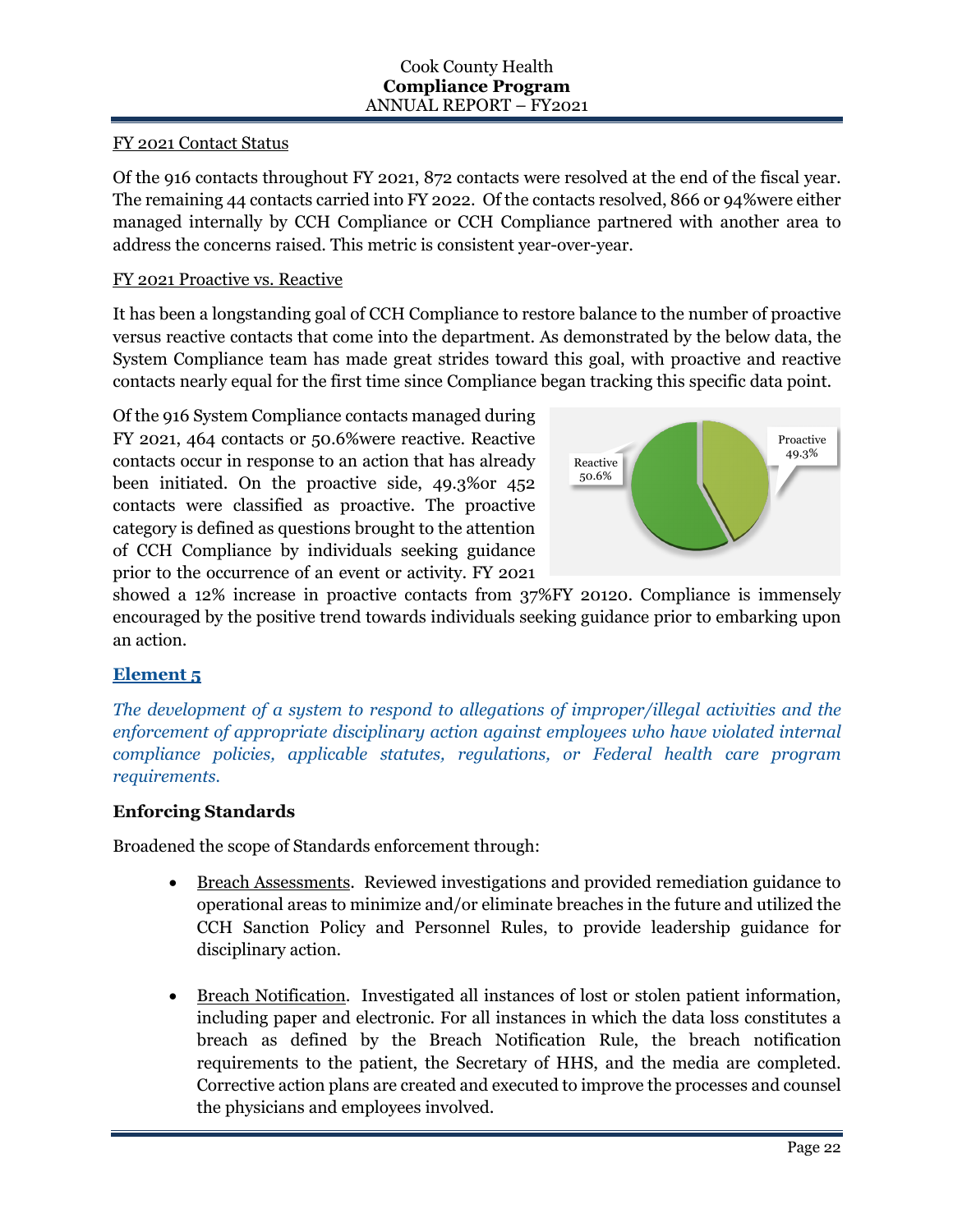FY 2021 Contact Status

Of the 916 contacts throughout FY 2021, 872 contacts were resolved at the end of the fiscal year. The remaining 44 contacts carried into FY 2022. Of the contacts resolved, 866 or 94%were either managed internally by CCH Compliance or CCH Compliance partnered with another area to address the concerns raised. This metric is consistent year-over-year.

FY 2021 Proactive vs. Reactive

It has been a longstanding goal of CCH Compliance to restore balance to the number of proactive versus reactive contacts that come into the department. As demonstrated by the below data, the System Compliance team has made great strides toward this goal, with proactive and reactive contacts nearly equal for the first time since Compliance began tracking this specific data point.

Of the 916 System Compliance contacts managed during FY 2021, 464 contacts or 50.6%were reactive. Reactive contacts occur in response to an action that has already been initiated. On the proactive side, 49.3%or 452 contacts were classified as proactive. The proactive category is defined as questions brought to the attention of CCH Compliance by individuals seeking guidance prior to the occurrence of an event or activity. FY 2021 showed a 12% increase in proactive contacts from 37%FY 20120. Compliance is immensely encouraged by the positive trend towards individuals seeking guidance prior to embarking upon an action.

Reactive 50.6%

Proactive 49.3%

## Element 5

*The development of a system to respond to allegations of improper/illegal activities and the enforcement of appropriate disciplinary action against employees who have violated internal compliance policies, applicable statutes, regulations, or Federal health care program requirements.*

**Enforcing Standards**

Broadened the scope of Standards enforcement through:

- Breach Assessments. Reviewed investigations and provided remediation guidance to operational areas to minimize and/or eliminate breaches in the future and utilized the CCH Sanction Policy and Personnel Rules, to provide leadership guidance for disciplinary action.

- Breach Notification. Investigated all instances of lost or stolen patient information, including paper and electronic. For all instances in which the data loss constitutes a breach as defined by the Breach Notification Rule, the breach notification requirements to the patient, the Secretary of HHS, and the media are completed. Corrective action plans are created and executed to improve the processes and counsel the physicians and employees involved.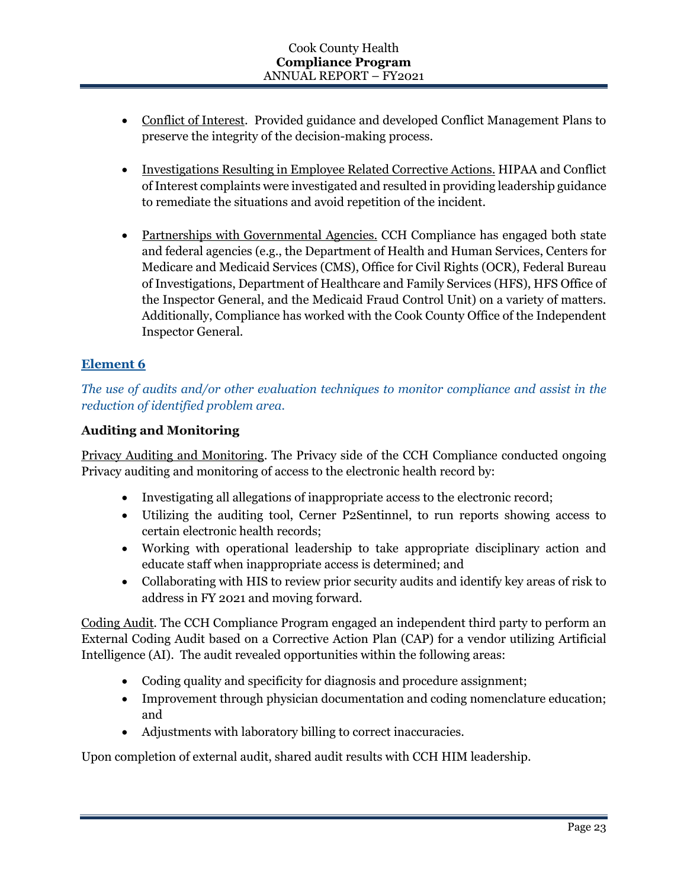- Conflict of Interest. Provided guidance and developed Conflict Management Plans to preserve the integrity of the decision-making process.

- Investigations Resulting in Employee Related Corrective Actions. HIPAA and Conflict of Interest complaints were investigated and resulted in providing leadership guidance to remediate the situations and avoid repetition of the incident.

- Partnerships with Governmental Agencies. CCH Compliance has engaged both state and federal agencies (e.g., the Department of Health and Human Services, Centers for Medicare and Medicaid Services (CMS), Office for Civil Rights (OCR), Federal Bureau of Investigations, Department of Healthcare and Family Services (HFS), HFS Office of the Inspector General, and the Medicaid Fraud Control Unit) on a variety of matters. Additionally, Compliance has worked with the Cook County Office of the Independent Inspector General.

## Element 6

*The use of audits and/or other evaluation techniques to monitor compliance and assist in the reduction of identified problem area.*

### Auditing and Monitoring

Privacy Auditing and Monitoring. The Privacy side of the CCH Compliance conducted ongoing Privacy auditing and monitoring of access to the electronic health record by:

- Investigating all allegations of inappropriate access to the electronic record;
- Utilizing the auditing tool, Cerner P2Sentinnel, to run reports showing access to certain electronic health records;
- Working with operational leadership to take appropriate disciplinary action and educate staff when inappropriate access is determined; and
- Collaborating with HIS to review prior security audits and identify key areas of risk to address in FY 2021 and moving forward.

Coding Audit. The CCH Compliance Program engaged an independent third party to perform an External Coding Audit based on a Corrective Action Plan (CAP) for a vendor utilizing Artificial Intelligence (AI). The audit revealed opportunities within the following areas:

- Coding quality and specificity for diagnosis and procedure assignment;
- Improvement through physician documentation and coding nomenclature education; and
- Adjustments with laboratory billing to correct inaccuracies.

Upon completion of external audit, shared audit results with CCH HIM leadership.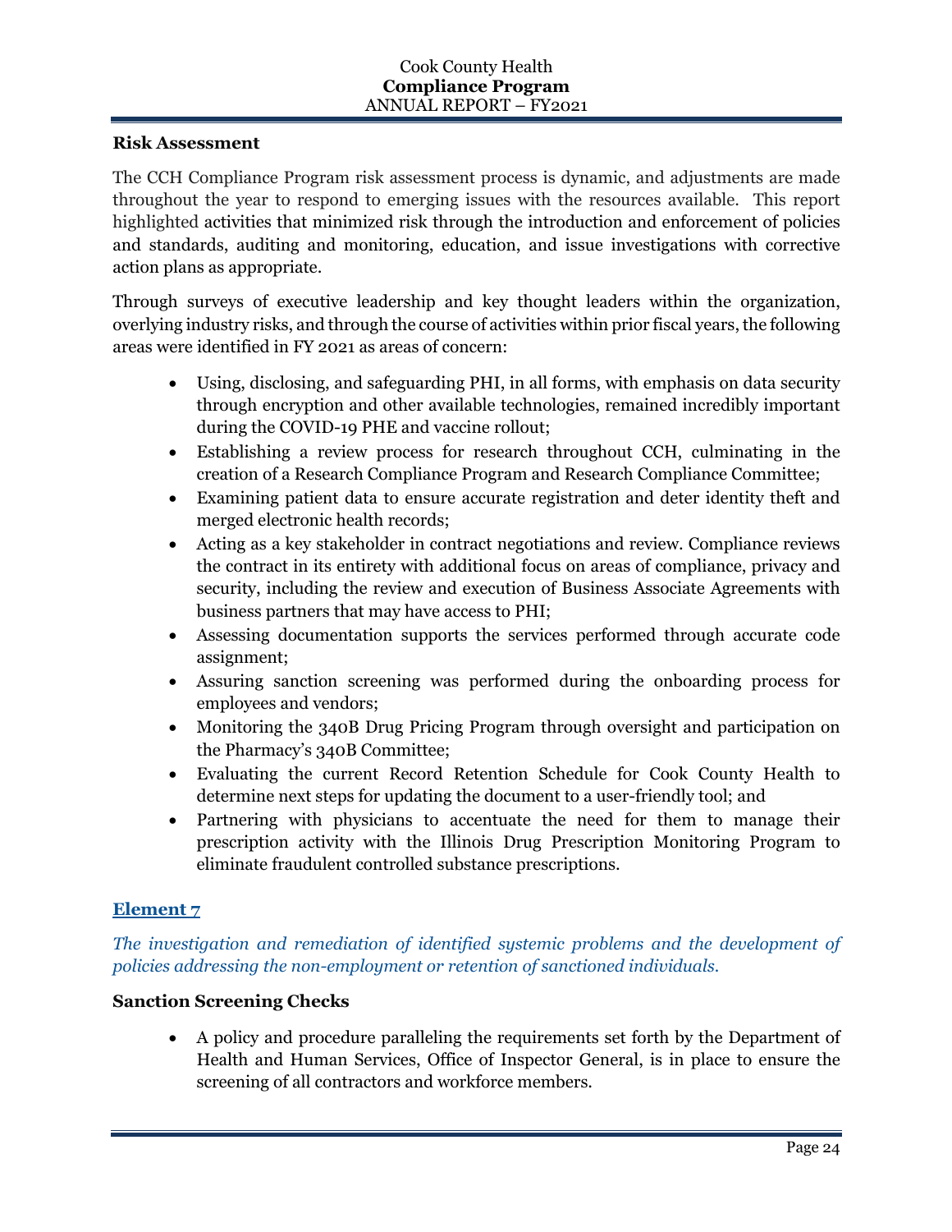### Risk Assessment

The CCH Compliance Program risk assessment process is dynamic, and adjustments are made throughout the year to respond to emerging issues with the resources available. This report highlighted activities that minimized risk through the introduction and enforcement of policies and standards, auditing and monitoring, education, and issue investigations with corrective action plans as appropriate.

Through surveys of executive leadership and key thought leaders within the organization, overlying industry risks, and through the course of activities within prior fiscal years, the following areas were identified in FY 2021 as areas of concern:

- Using, disclosing, and safeguarding PHI, in all forms, with emphasis on data security through encryption and other available technologies, remained incredibly important during the COVID-19 PHE and vaccine rollout;
- Establishing a review process for research throughout CCH, culminating in the creation of a Research Compliance Program and Research Compliance Committee;
- Examining patient data to ensure accurate registration and deter identity theft and merged electronic health records;
- Acting as a key stakeholder in contract negotiations and review. Compliance reviews the contract in its entirety with additional focus on areas of compliance, privacy and security, including the review and execution of Business Associate Agreements with business partners that may have access to PHI;
- Assessing documentation supports the services performed through accurate code assignment;
- Assuring sanction screening was performed during the onboarding process for employees and vendors;
- Monitoring the 340B Drug Pricing Program through oversight and participation on the Pharmacy's 340B Committee;
- Evaluating the current Record Retention Schedule for Cook County Health to determine next steps for updating the document to a user-friendly tool; and
- Partnering with physicians to accentuate the need for them to manage their prescription activity with the Illinois Drug Prescription Monitoring Program to eliminate fraudulent controlled substance prescriptions.

## Element 7

*The investigation and remediation of identified systemic problems and the development of policies addressing the non-employment or retention of sanctioned individuals.*

### Sanction Screening Checks

- A policy and procedure paralleling the requirements set forth by the Department of Health and Human Services, Office of Inspector General, is in place to ensure the screening of all contractors and workforce members.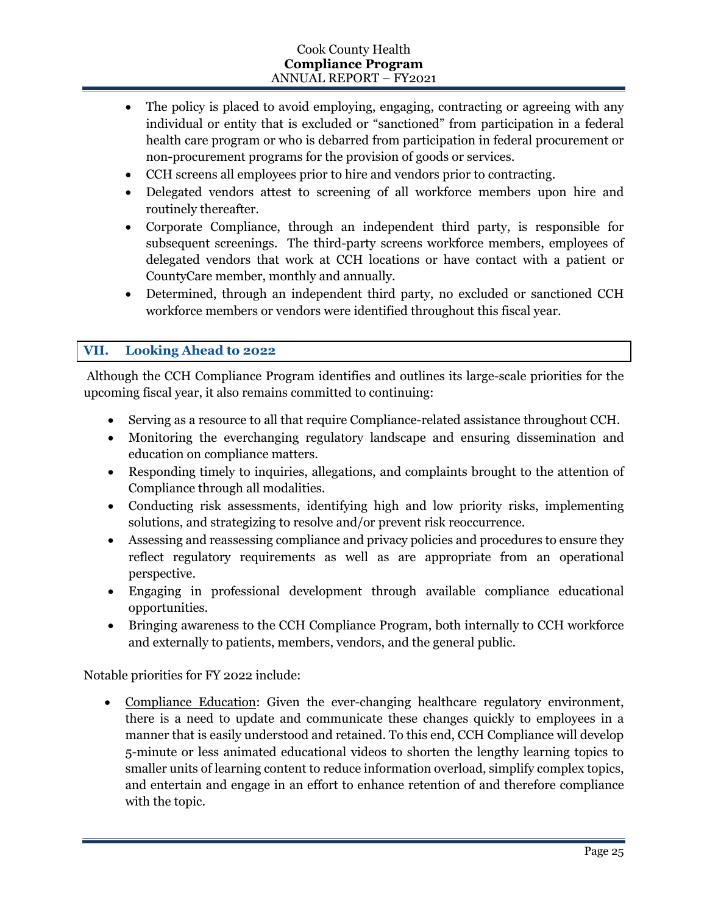- The policy is placed to avoid employing, engaging, contracting or agreeing with any individual or entity that is excluded or "sanctioned" from participation in a federal health care program or who is debarred from participation in federal procurement or non-procurement programs for the provision of goods or services.
- CCH screens all employees prior to hire and vendors prior to contracting.
- Delegated vendors attest to screening of all workforce members upon hire and routinely thereafter.
- Corporate Compliance, through an independent third party, is responsible for subsequent screenings. The third-party screens workforce members, employees of delegated vendors that work at CCH locations or have contact with a patient or CountyCare member, monthly and annually.
- Determined, through an independent third party, no excluded or sanctioned CCH workforce members or vendors were identified throughout this fiscal year.

## VII. Looking Ahead to 2022

Although the CCH Compliance Program identifies and outlines its large-scale priorities for the upcoming fiscal year, it also remains committed to continuing:

- Serving as a resource to all that require Compliance-related assistance throughout CCH.
- Monitoring the everchanging regulatory landscape and ensuring dissemination and education on compliance matters.
- Responding timely to inquiries, allegations, and complaints brought to the attention of Compliance through all modalities.
- Conducting risk assessments, identifying high and low priority risks, implementing solutions, and strategizing to resolve and/or prevent risk reoccurrence.
- Assessing and reassessing compliance and privacy policies and procedures to ensure they reflect regulatory requirements as well as are appropriate from an operational perspective.
- Engaging in professional development through available compliance educational opportunities.
- Bringing awareness to the CCH Compliance Program, both internally to CCH workforce and externally to patients, members, vendors, and the general public.

Notable priorities for FY 2022 include:

- Compliance Education: Given the ever-changing healthcare regulatory environment, there is a need to update and communicate these changes quickly to employees in a manner that is easily understood and retained. To this end, CCH Compliance will develop 5-minute or less animated educational videos to shorten the lengthy learning topics to smaller units of learning content to reduce information overload, simplify complex topics, and entertain and engage in an effort to enhance retention of and therefore compliance with the topic.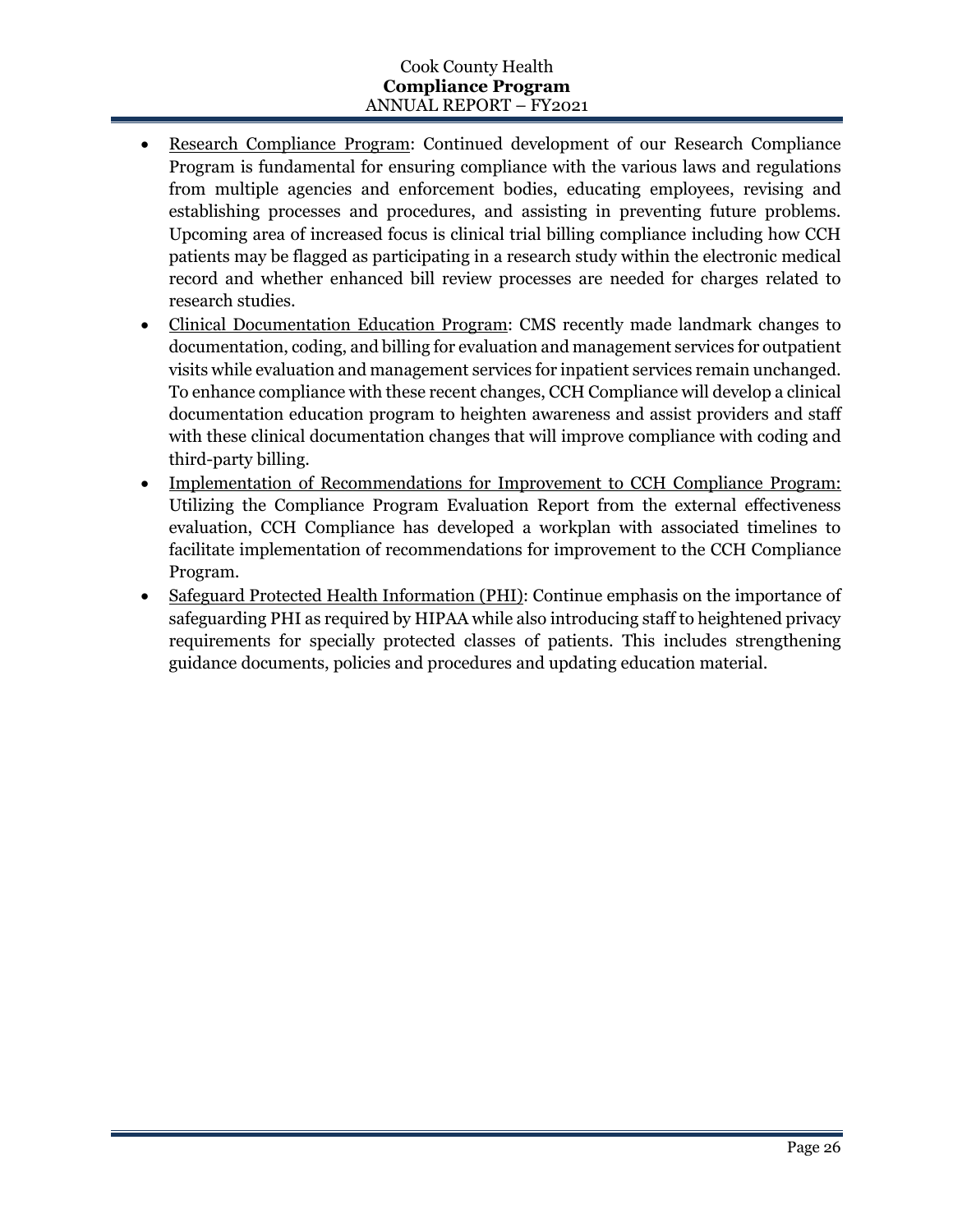- Research Compliance Program: Continued development of our Research Compliance Program is fundamental for ensuring compliance with the various laws and regulations from multiple agencies and enforcement bodies, educating employees, revising and establishing processes and procedures, and assisting in preventing future problems. Upcoming area of increased focus is clinical trial billing compliance including how CCH patients may be flagged as participating in a research study within the electronic medical record and whether enhanced bill review processes are needed for charges related to research studies.
- Clinical Documentation Education Program: CMS recently made landmark changes to documentation, coding, and billing for evaluation and management services for outpatient visits while evaluation and management services for inpatient services remain unchanged. To enhance compliance with these recent changes, CCH Compliance will develop a clinical documentation education program to heighten awareness and assist providers and staff with these clinical documentation changes that will improve compliance with coding and third-party billing.
- Implementation of Recommendations for Improvement to CCH Compliance Program: Utilizing the Compliance Program Evaluation Report from the external effectiveness evaluation, CCH Compliance has developed a workplan with associated timelines to facilitate implementation of recommendations for improvement to the CCH Compliance Program.
- Safeguard Protected Health Information (PHI): Continue emphasis on the importance of safeguarding PHI as required by HIPAA while also introducing staff to heightened privacy requirements for specially protected classes of patients. This includes strengthening guidance documents, policies and procedures and updating education material.